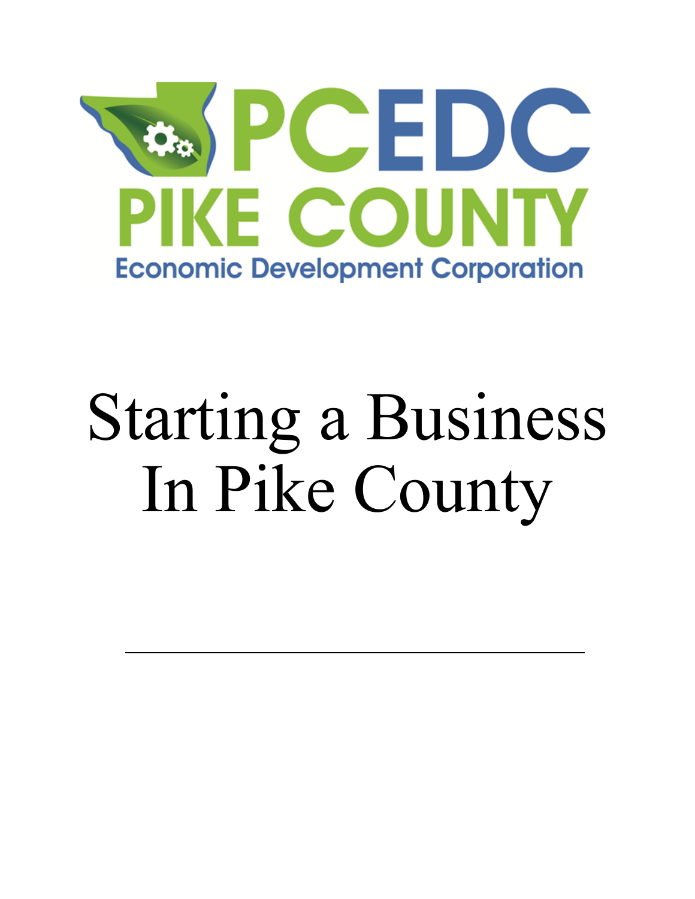PCEDC
PIKE COUNTY
Economic Development Corporation

# Starting a Business In Pike County

---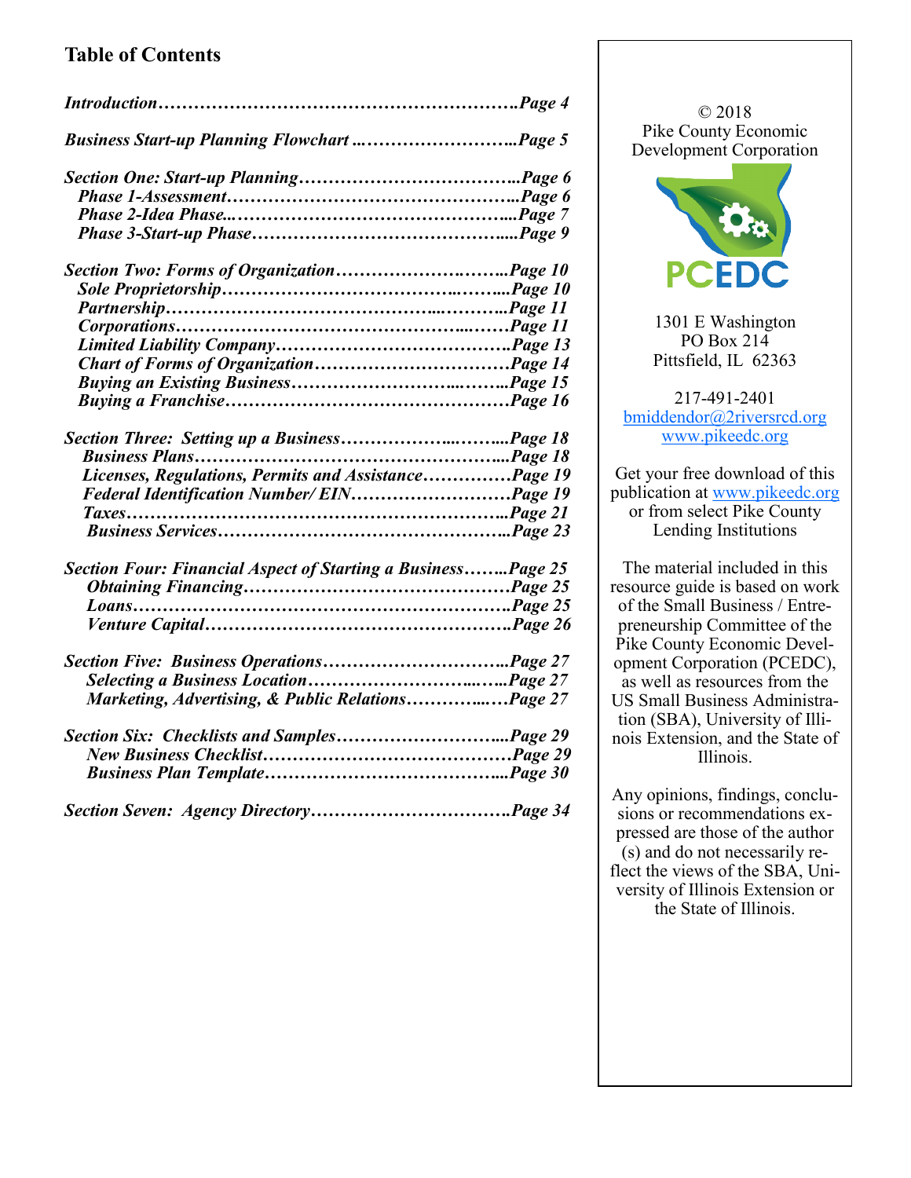## Table of Contents

*Introduction……………………………………………………….Page 4*

*Business Start-up Planning Flowchart ...……………………..Page 5*

*Section One: Start-up Planning………………………………..Page 6*
- *Phase 1-Assessment…………………………………………..Page 6*
- *Phase 2-Idea Phase...………………………………………...Page 7*
- *Phase 3-Start-up Phase……………………………………....Page 9*

*Section Two: Forms of Organization…………………….……..Page 10*
- *Sole Proprietorship……………………………….…….....Page 10*
- *Partnership…………………………………………...……...Page 11*
- *Corporations……………………………………...…….Page 11*
- *Limited Liability Company………………………………….Page 13*
- *Chart of Forms of Organization……………………………Page 14*
- *Buying an Existing Business……………………...……..Page 15*
- *Buying a Franchise…………………………………………Page 16*

*Section Three: Setting up a Business……………...……...Page 18*
- *Business Plans……………………………………………...Page 18*
- *Licenses, Regulations, Permits and Assistance……………Page 19*
- *Federal Identification Number/ EIN………………………Page 19*
- *Taxes…………………………………………………………..Page 21*
- *Business Services…………………………………………...Page 23*

*Section Four: Financial Aspect of Starting a Business……..Page 25*
- *Obtaining Financing………………………………………Page 25*
- *Loans………………………………………………………….Page 25*
- *Venture Capital…………………………………………….Page 26*

*Section Five: Business Operations…………………………..Page 27*
- *Selecting a Business Location……………………...…..Page 27*
- *Marketing, Advertising, & Public Relations…………...…Page 27*

*Section Six: Checklists and Samples………………………...Page 29*
- *New Business Checklist……………………………………Page 29*
- *Business Plan Template…………………………………...Page 30*

*Section Seven: Agency Directory…………………………….Page 34*

---

© 2018
Pike County Economic Development Corporation

PCEDC

1301 E Washington
PO Box 214
Pittsfield, IL 62363

217-491-2401
bmiddendor@2riversrcd.org
www.pikeedc.org

Get your free download of this publication at www.pikeedc.org or from select Pike County Lending Institutions

The material included in this resource guide is based on work of the Small Business / Entrepreneurship Committee of the Pike County Economic Development Corporation (PCEDC), as well as resources from the US Small Business Administration (SBA), University of Illinois Extension, and the State of Illinois.

Any opinions, findings, conclusions or recommendations expressed are those of the author (s) and do not necessarily reflect the views of the SBA, University of Illinois Extension or the State of Illinois.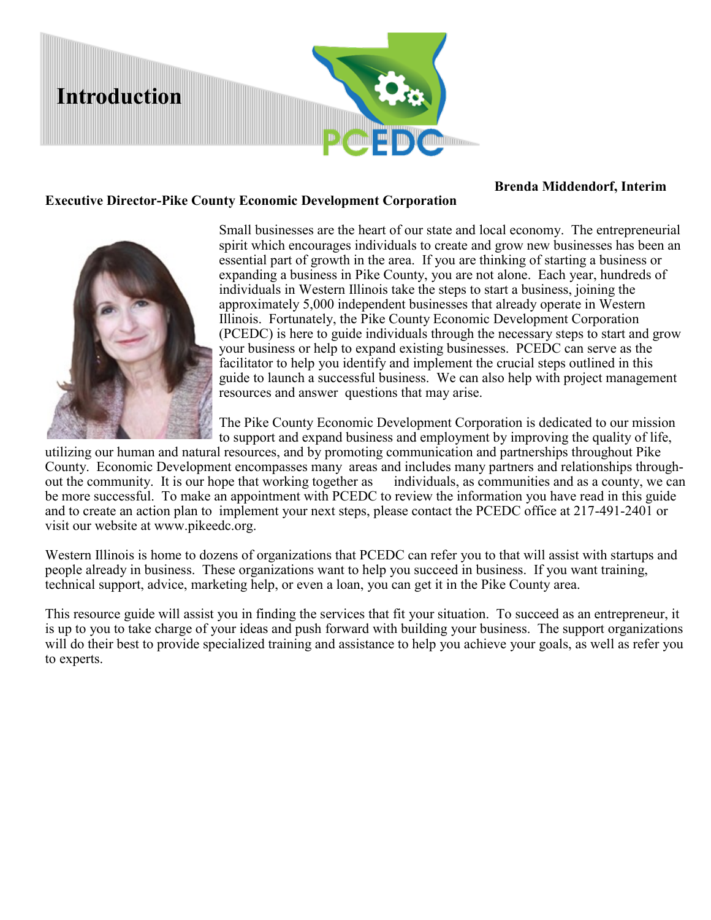# Introduction

**Brenda Middendorf, Interim**
**Executive Director-Pike County Economic Development Corporation**

Small businesses are the heart of our state and local economy. The entrepreneurial spirit which encourages individuals to create and grow new businesses has been an essential part of growth in the area. If you are thinking of starting a business or expanding a business in Pike County, you are not alone. Each year, hundreds of individuals in Western Illinois take the steps to start a business, joining the approximately 5,000 independent businesses that already operate in Western Illinois. Fortunately, the Pike County Economic Development Corporation (PCEDC) is here to guide individuals through the necessary steps to start and grow your business or help to expand existing businesses. PCEDC can serve as the facilitator to help you identify and implement the crucial steps outlined in this guide to launch a successful business. We can also help with project management resources and answer questions that may arise.

The Pike County Economic Development Corporation is dedicated to our mission to support and expand business and employment by improving the quality of life, utilizing our human and natural resources, and by promoting communication and partnerships throughout Pike County. Economic Development encompasses many areas and includes many partners and relationships throughout the community. It is our hope that working together as individuals, as communities and as a county, we can be more successful. To make an appointment with PCEDC to review the information you have read in this guide and to create an action plan to implement your next steps, please contact the PCEDC office at 217-491-2401 or visit our website at www.pikeedc.org.

Western Illinois is home to dozens of organizations that PCEDC can refer you to that will assist with startups and people already in business. These organizations want to help you succeed in business. If you want training, technical support, advice, marketing help, or even a loan, you can get it in the Pike County area.

This resource guide will assist you in finding the services that fit your situation. To succeed as an entrepreneur, it is up to you to take charge of your ideas and push forward with building your business. The support organizations will do their best to provide specialized training and assistance to help you achieve your goals, as well as refer you to experts.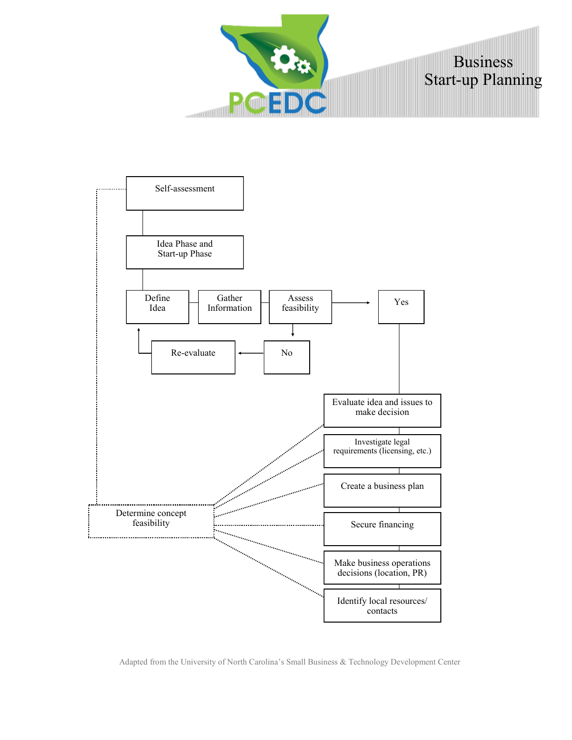# Business Start-up Planning

- Self-assessment
- Idea Phase and Start-up Phase
  - Define Idea
  - Gather Information
  - Assess feasibility
    - Yes
    - No → Re-evaluate → Define Idea

Yes:

- Evaluate idea and issues to make decision
- Investigate legal requirements (licensing, etc.)
- Create a business plan
- Secure financing
- Make business operations decisions (location, PR)
- Identify local resources/ contacts

Determine concept feasibility

Adapted from the University of North Carolina's Small Business & Technology Development Center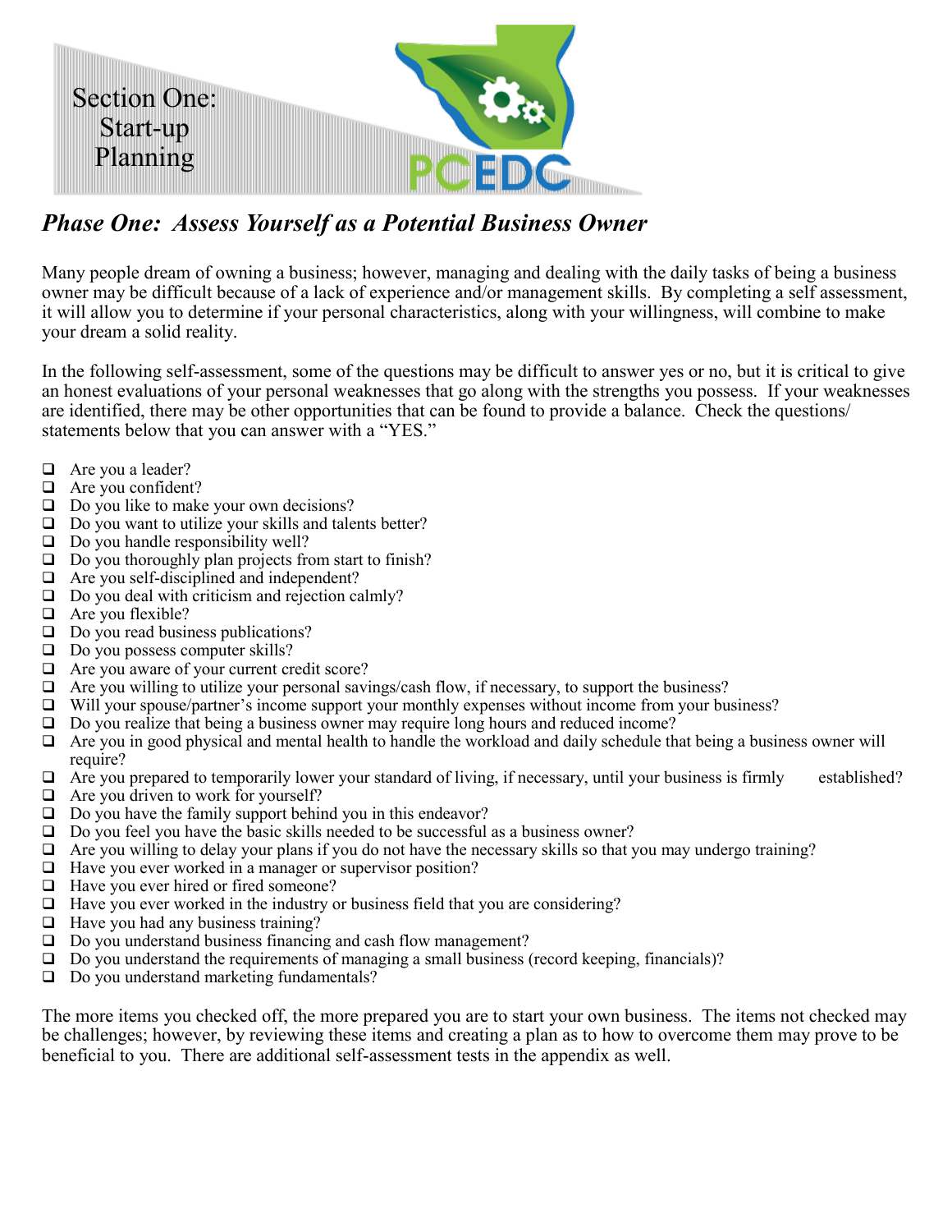# Section One: Start-up Planning

## *Phase One: Assess Yourself as a Potential Business Owner*

Many people dream of owning a business; however, managing and dealing with the daily tasks of being a business owner may be difficult because of a lack of experience and/or management skills. By completing a self assessment, it will allow you to determine if your personal characteristics, along with your willingness, will combine to make your dream a solid reality.

In the following self-assessment, some of the questions may be difficult to answer yes or no, but it is critical to give an honest evaluations of your personal weaknesses that go along with the strengths you possess. If your weaknesses are identified, there may be other opportunities that can be found to provide a balance. Check the questions/ statements below that you can answer with a "YES."

- ❑ Are you a leader?
- ❑ Are you confident?
- ❑ Do you like to make your own decisions?
- ❑ Do you want to utilize your skills and talents better?
- ❑ Do you handle responsibility well?
- ❑ Do you thoroughly plan projects from start to finish?
- ❑ Are you self-disciplined and independent?
- ❑ Do you deal with criticism and rejection calmly?
- ❑ Are you flexible?
- ❑ Do you read business publications?
- ❑ Do you possess computer skills?
- ❑ Are you aware of your current credit score?
- ❑ Are you willing to utilize your personal savings/cash flow, if necessary, to support the business?
- ❑ Will your spouse/partner's income support your monthly expenses without income from your business?
- ❑ Do you realize that being a business owner may require long hours and reduced income?
- ❑ Are you in good physical and mental health to handle the workload and daily schedule that being a business owner will require?
- ❑ Are you prepared to temporarily lower your standard of living, if necessary, until your business is firmly established?
- ❑ Are you driven to work for yourself?
- ❑ Do you have the family support behind you in this endeavor?
- ❑ Do you feel you have the basic skills needed to be successful as a business owner?
- ❑ Are you willing to delay your plans if you do not have the necessary skills so that you may undergo training?
- ❑ Have you ever worked in a manager or supervisor position?
- ❑ Have you ever hired or fired someone?
- ❑ Have you ever worked in the industry or business field that you are considering?
- ❑ Have you had any business training?
- ❑ Do you understand business financing and cash flow management?
- ❑ Do you understand the requirements of managing a small business (record keeping, financials)?
- ❑ Do you understand marketing fundamentals?

The more items you checked off, the more prepared you are to start your own business. The items not checked may be challenges; however, by reviewing these items and creating a plan as to how to overcome them may prove to be beneficial to you. There are additional self-assessment tests in the appendix as well.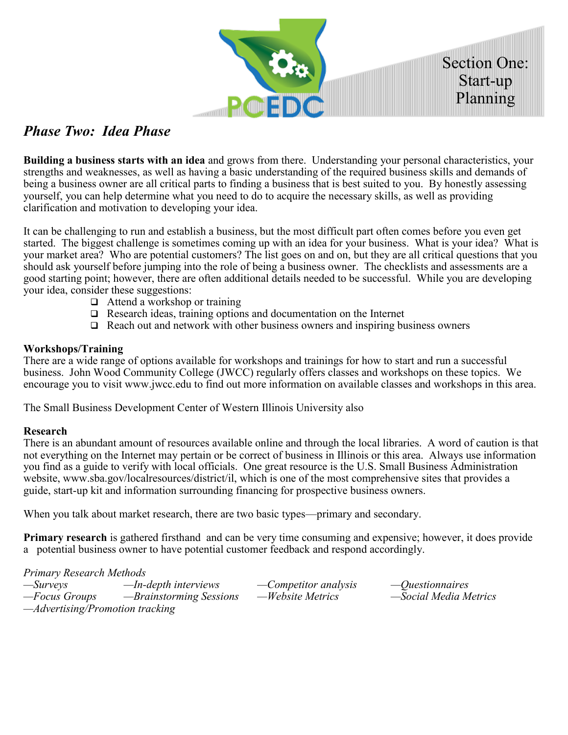Section One: Start-up Planning

## *Phase Two: Idea Phase*

**Building a business starts with an idea** and grows from there. Understanding your personal characteristics, your strengths and weaknesses, as well as having a basic understanding of the required business skills and demands of being a business owner are all critical parts to finding a business that is best suited to you. By honestly assessing yourself, you can help determine what you need to do to acquire the necessary skills, as well as providing clarification and motivation to developing your idea.

It can be challenging to run and establish a business, but the most difficult part often comes before you even get started. The biggest challenge is sometimes coming up with an idea for your business. What is your idea? What is your market area? Who are potential customers? The list goes on and on, but they are all critical questions that you should ask yourself before jumping into the role of being a business owner. The checklists and assessments are a good starting point; however, there are often additional details needed to be successful. While you are developing your idea, consider these suggestions:

- ❑ Attend a workshop or training
- ❑ Research ideas, training options and documentation on the Internet
- ❑ Reach out and network with other business owners and inspiring business owners

**Workshops/Training**

There are a wide range of options available for workshops and trainings for how to start and run a successful business. John Wood Community College (JWCC) regularly offers classes and workshops on these topics. We encourage you to visit www.jwcc.edu to find out more information on available classes and workshops in this area.

The Small Business Development Center of Western Illinois University also

**Research**

There is an abundant amount of resources available online and through the local libraries. A word of caution is that not everything on the Internet may pertain or be correct of business in Illinois or this area. Always use information you find as a guide to verify with local officials. One great resource is the U.S. Small Business Administration website, www.sba.gov/localresources/district/il, which is one of the most comprehensive sites that provides a guide, start-up kit and information surrounding financing for prospective business owners.

When you talk about market research, there are two basic types—primary and secondary.

**Primary research** is gathered firsthand and can be very time consuming and expensive; however, it does provide a potential business owner to have potential customer feedback and respond accordingly.

*Primary Research Methods*

*—Surveys* *—In-depth interviews* *—Competitor analysis* *—Questionnaires*
*—Focus Groups* *—Brainstorming Sessions* *—Website Metrics* *—Social Media Metrics*
*—Advertising/Promotion tracking*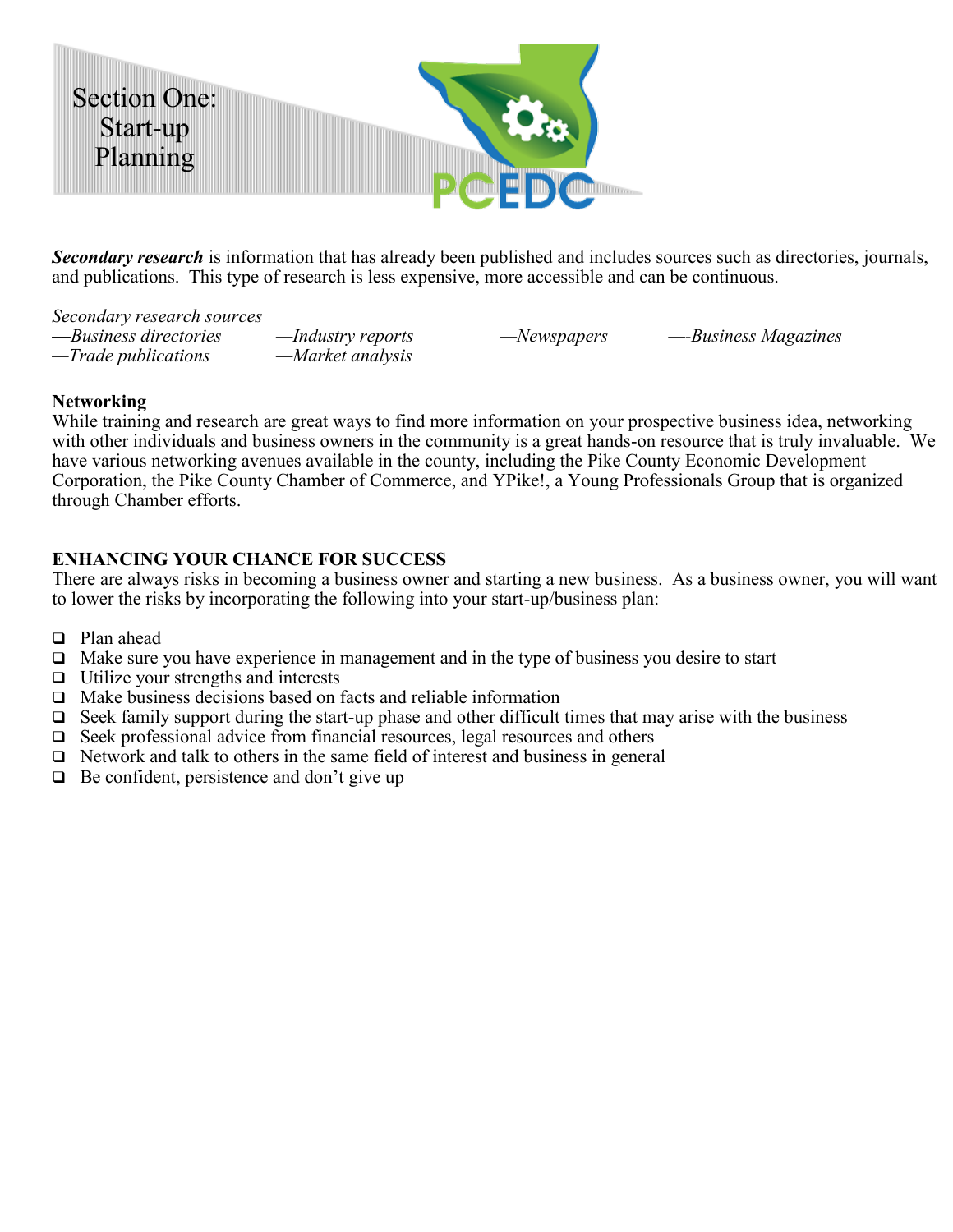Section One: Start-up Planning

***Secondary research*** is information that has already been published and includes sources such as directories, journals, and publications. This type of research is less expensive, more accessible and can be continuous.

*Secondary research sources*
*—Business directories* *—Industry reports* *—Newspapers* *—-Business Magazines*
*—Trade publications* *—Market analysis*

**Networking**
While training and research are great ways to find more information on your prospective business idea, networking with other individuals and business owners in the community is a great hands-on resource that is truly invaluable. We have various networking avenues available in the county, including the Pike County Economic Development Corporation, the Pike County Chamber of Commerce, and YPike!, a Young Professionals Group that is organized through Chamber efforts.

**ENHANCING YOUR CHANCE FOR SUCCESS**
There are always risks in becoming a business owner and starting a new business. As a business owner, you will want to lower the risks by incorporating the following into your start-up/business plan:

- Plan ahead
- Make sure you have experience in management and in the type of business you desire to start
- Utilize your strengths and interests
- Make business decisions based on facts and reliable information
- Seek family support during the start-up phase and other difficult times that may arise with the business
- Seek professional advice from financial resources, legal resources and others
- Network and talk to others in the same field of interest and business in general
- Be confident, persistence and don't give up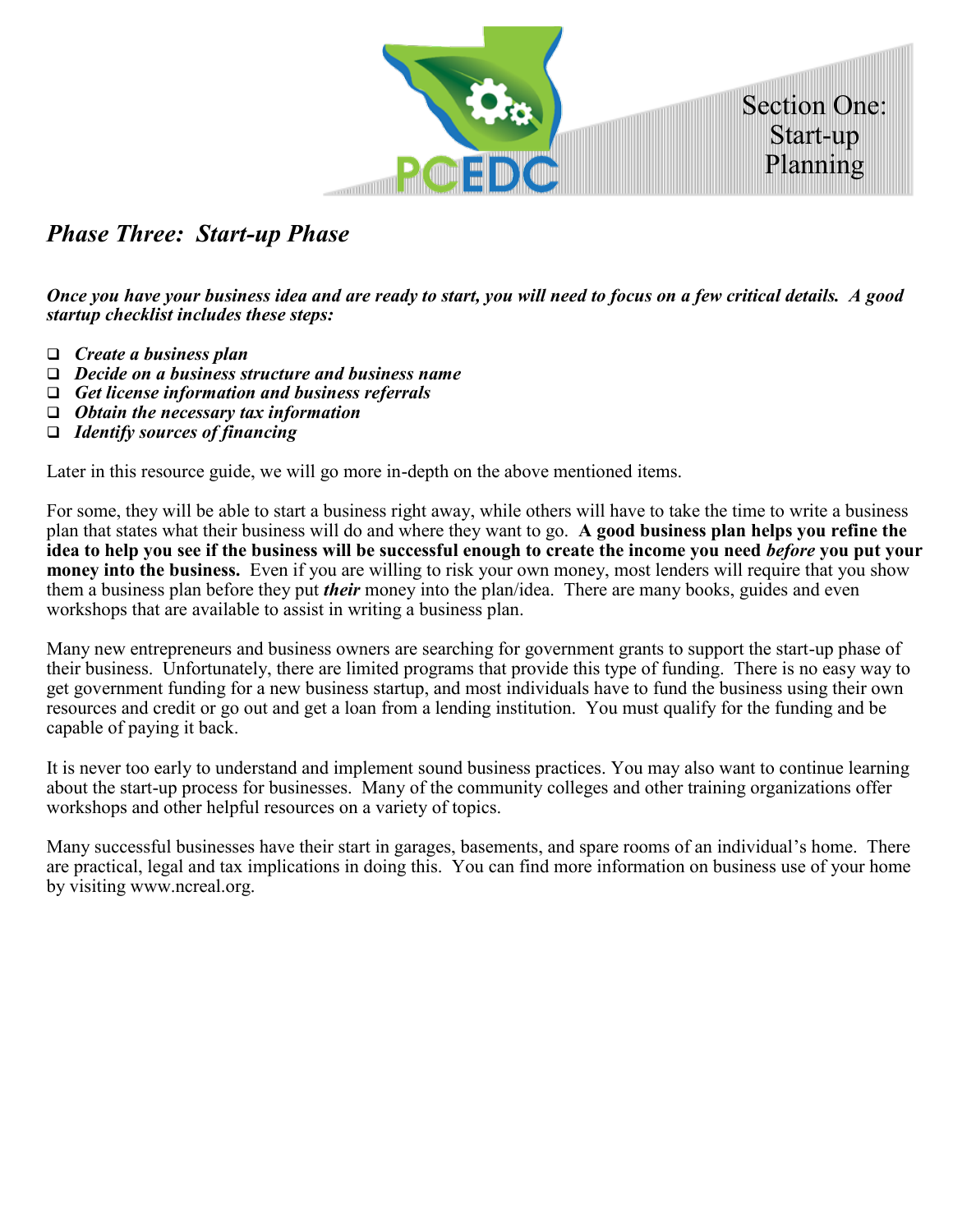# Phase Three: Start-up Phase

***Once you have your business idea and are ready to start, you will need to focus on a few critical details. A good startup checklist includes these steps:***

- ***Create a business plan***
- ***Decide on a business structure and business name***
- ***Get license information and business referrals***
- ***Obtain the necessary tax information***
- ***Identify sources of financing***

Later in this resource guide, we will go more in-depth on the above mentioned items.

For some, they will be able to start a business right away, while others will have to take the time to write a business plan that states what their business will do and where they want to go. **A good business plan helps you refine the idea to help you see if the business will be successful enough to create the income you need *before* you put your money into the business.** Even if you are willing to risk your own money, most lenders will require that you show them a business plan before they put ***their*** money into the plan/idea. There are many books, guides and even workshops that are available to assist in writing a business plan.

Many new entrepreneurs and business owners are searching for government grants to support the start-up phase of their business. Unfortunately, there are limited programs that provide this type of funding. There is no easy way to get government funding for a new business startup, and most individuals have to fund the business using their own resources and credit or go out and get a loan from a lending institution. You must qualify for the funding and be capable of paying it back.

It is never too early to understand and implement sound business practices. You may also want to continue learning about the start-up process for businesses. Many of the community colleges and other training organizations offer workshops and other helpful resources on a variety of topics.

Many successful businesses have their start in garages, basements, and spare rooms of an individual's home. There are practical, legal and tax implications in doing this. You can find more information on business use of your home by visiting www.ncreal.org.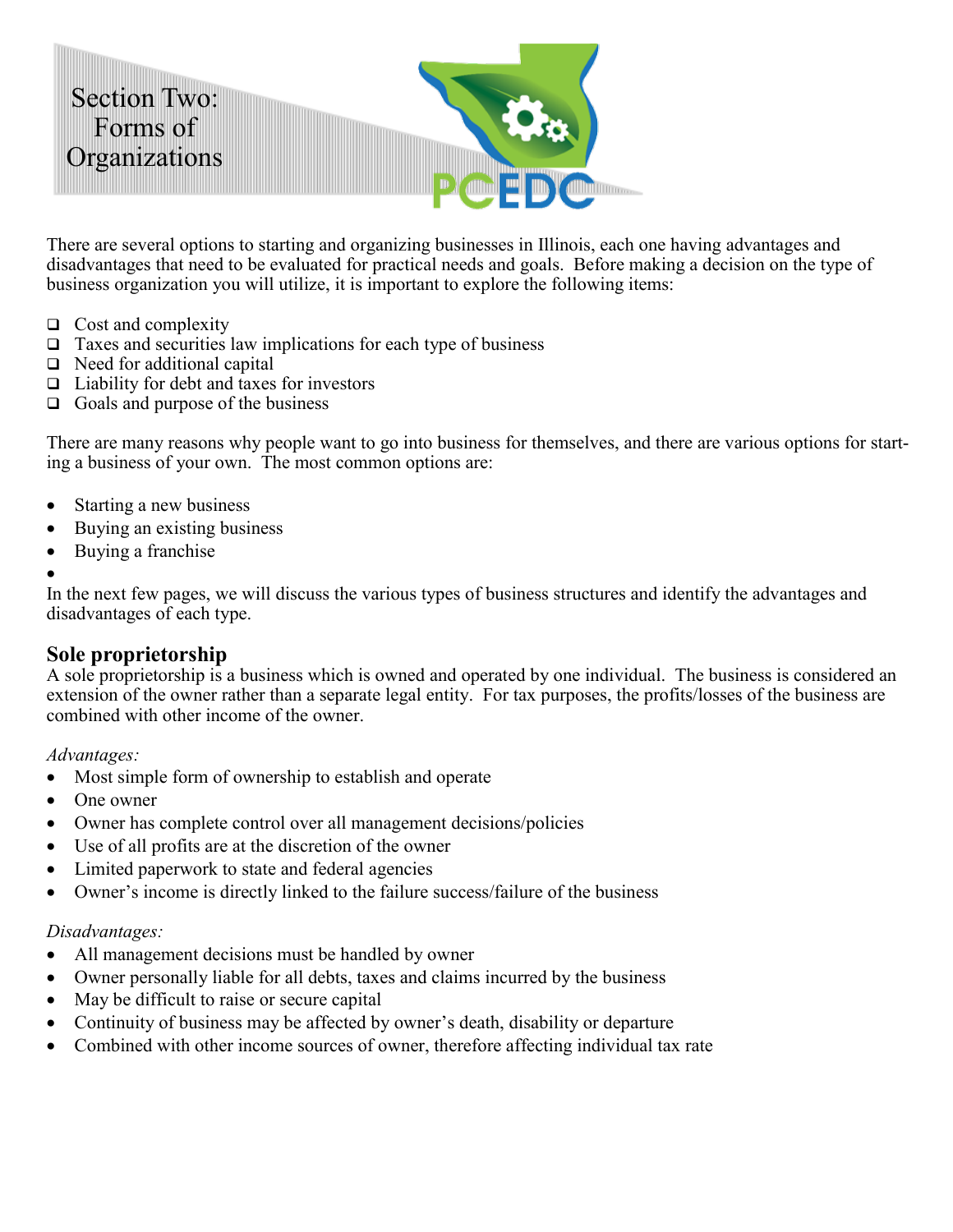# Section Two: Forms of Organizations

There are several options to starting and organizing businesses in Illinois, each one having advantages and disadvantages that need to be evaluated for practical needs and goals. Before making a decision on the type of business organization you will utilize, it is important to explore the following items:

- Cost and complexity
- Taxes and securities law implications for each type of business
- Need for additional capital
- Liability for debt and taxes for investors
- Goals and purpose of the business

There are many reasons why people want to go into business for themselves, and there are various options for starting a business of your own. The most common options are:

- Starting a new business
- Buying an existing business
- Buying a franchise

In the next few pages, we will discuss the various types of business structures and identify the advantages and disadvantages of each type.

## Sole proprietorship

A sole proprietorship is a business which is owned and operated by one individual. The business is considered an extension of the owner rather than a separate legal entity. For tax purposes, the profits/losses of the business are combined with other income of the owner.

*Advantages:*

- Most simple form of ownership to establish and operate
- One owner
- Owner has complete control over all management decisions/policies
- Use of all profits are at the discretion of the owner
- Limited paperwork to state and federal agencies
- Owner's income is directly linked to the failure success/failure of the business

*Disadvantages:*

- All management decisions must be handled by owner
- Owner personally liable for all debts, taxes and claims incurred by the business
- May be difficult to raise or secure capital
- Continuity of business may be affected by owner's death, disability or departure
- Combined with other income sources of owner, therefore affecting individual tax rate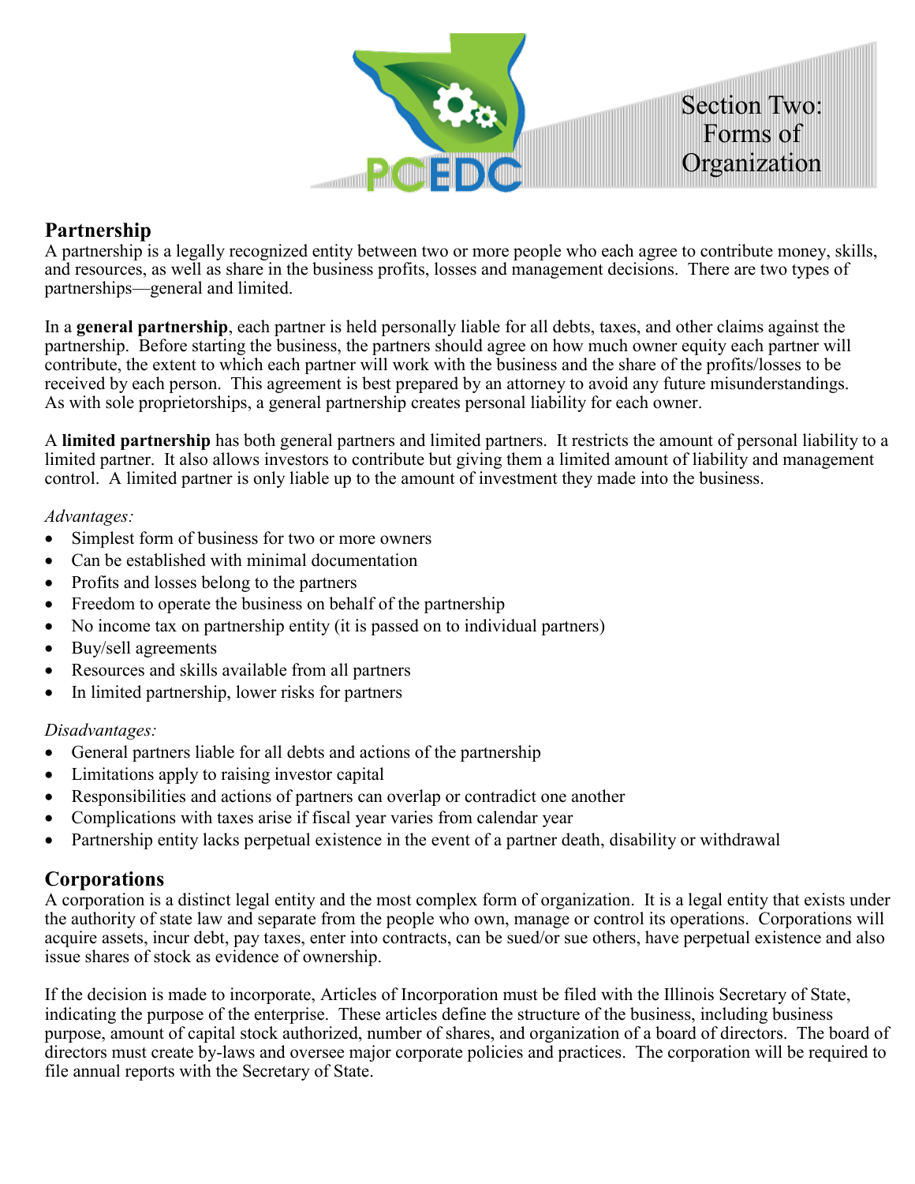Section Two: Forms of Organization

## Partnership

A partnership is a legally recognized entity between two or more people who each agree to contribute money, skills, and resources, as well as share in the business profits, losses and management decisions. There are two types of partnerships—general and limited.

In a **general partnership**, each partner is held personally liable for all debts, taxes, and other claims against the partnership. Before starting the business, the partners should agree on how much owner equity each partner will contribute, the extent to which each partner will work with the business and the share of the profits/losses to be received by each person. This agreement is best prepared by an attorney to avoid any future misunderstandings. As with sole proprietorships, a general partnership creates personal liability for each owner.

A **limited partnership** has both general partners and limited partners. It restricts the amount of personal liability to a limited partner. It also allows investors to contribute but giving them a limited amount of liability and management control. A limited partner is only liable up to the amount of investment they made into the business.

*Advantages:*

- Simplest form of business for two or more owners
- Can be established with minimal documentation
- Profits and losses belong to the partners
- Freedom to operate the business on behalf of the partnership
- No income tax on partnership entity (it is passed on to individual partners)
- Buy/sell agreements
- Resources and skills available from all partners
- In limited partnership, lower risks for partners

*Disadvantages:*

- General partners liable for all debts and actions of the partnership
- Limitations apply to raising investor capital
- Responsibilities and actions of partners can overlap or contradict one another
- Complications with taxes arise if fiscal year varies from calendar year
- Partnership entity lacks perpetual existence in the event of a partner death, disability or withdrawal

## Corporations

A corporation is a distinct legal entity and the most complex form of organization. It is a legal entity that exists under the authority of state law and separate from the people who own, manage or control its operations. Corporations will acquire assets, incur debt, pay taxes, enter into contracts, can be sued/or sue others, have perpetual existence and also issue shares of stock as evidence of ownership.

If the decision is made to incorporate, Articles of Incorporation must be filed with the Illinois Secretary of State, indicating the purpose of the enterprise. These articles define the structure of the business, including business purpose, amount of capital stock authorized, number of shares, and organization of a board of directors. The board of directors must create by-laws and oversee major corporate policies and practices. The corporation will be required to file annual reports with the Secretary of State.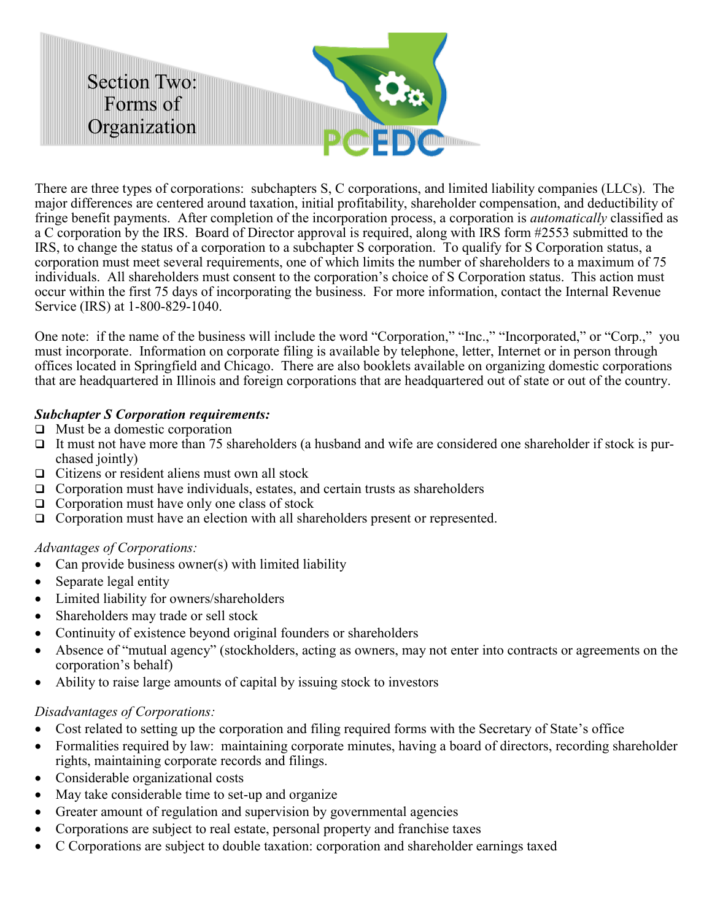# Section Two: Forms of Organization

There are three types of corporations: subchapters S, C corporations, and limited liability companies (LLCs). The major differences are centered around taxation, initial profitability, shareholder compensation, and deductibility of fringe benefit payments. After completion of the incorporation process, a corporation is *automatically* classified as a C corporation by the IRS. Board of Director approval is required, along with IRS form #2553 submitted to the IRS, to change the status of a corporation to a subchapter S corporation. To qualify for S Corporation status, a corporation must meet several requirements, one of which limits the number of shareholders to a maximum of 75 individuals. All shareholders must consent to the corporation's choice of S Corporation status. This action must occur within the first 75 days of incorporating the business. For more information, contact the Internal Revenue Service (IRS) at 1-800-829-1040.

One note: if the name of the business will include the word "Corporation," "Inc.," "Incorporated," or "Corp.," you must incorporate. Information on corporate filing is available by telephone, letter, Internet or in person through offices located in Springfield and Chicago. There are also booklets available on organizing domestic corporations that are headquartered in Illinois and foreign corporations that are headquartered out of state or out of the country.

***Subchapter S Corporation requirements:***

- Must be a domestic corporation
- It must not have more than 75 shareholders (a husband and wife are considered one shareholder if stock is purchased jointly)
- Citizens or resident aliens must own all stock
- Corporation must have individuals, estates, and certain trusts as shareholders
- Corporation must have only one class of stock
- Corporation must have an election with all shareholders present or represented.

*Advantages of Corporations:*

- Can provide business owner(s) with limited liability
- Separate legal entity
- Limited liability for owners/shareholders
- Shareholders may trade or sell stock
- Continuity of existence beyond original founders or shareholders
- Absence of "mutual agency" (stockholders, acting as owners, may not enter into contracts or agreements on the corporation's behalf)
- Ability to raise large amounts of capital by issuing stock to investors

*Disadvantages of Corporations:*

- Cost related to setting up the corporation and filing required forms with the Secretary of State's office
- Formalities required by law: maintaining corporate minutes, having a board of directors, recording shareholder rights, maintaining corporate records and filings.
- Considerable organizational costs
- May take considerable time to set-up and organize
- Greater amount of regulation and supervision by governmental agencies
- Corporations are subject to real estate, personal property and franchise taxes
- C Corporations are subject to double taxation: corporation and shareholder earnings taxed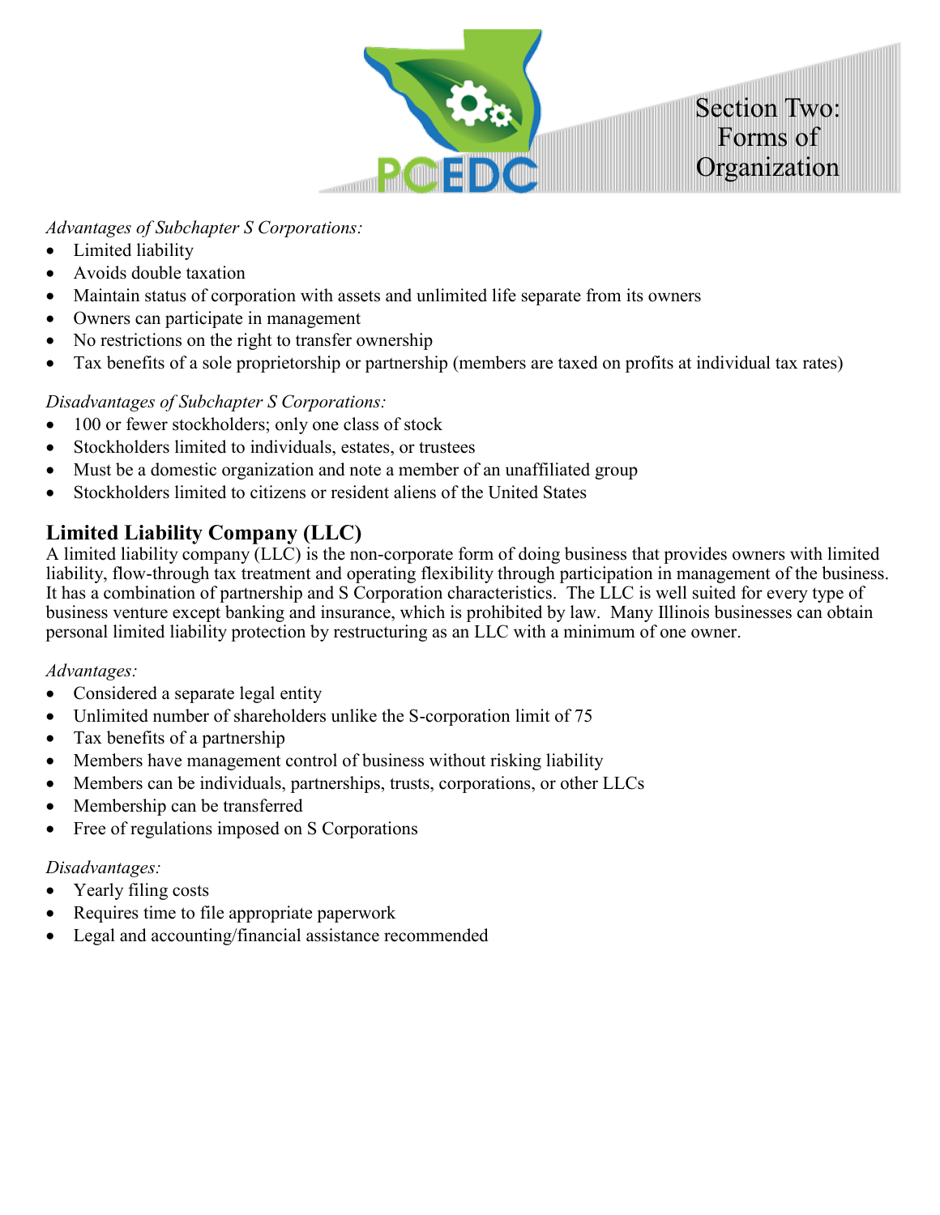*Advantages of Subchapter S Corporations:*

- Limited liability
- Avoids double taxation
- Maintain status of corporation with assets and unlimited life separate from its owners
- Owners can participate in management
- No restrictions on the right to transfer ownership
- Tax benefits of a sole proprietorship or partnership (members are taxed on profits at individual tax rates)

*Disadvantages of Subchapter S Corporations:*

- 100 or fewer stockholders; only one class of stock
- Stockholders limited to individuals, estates, or trustees
- Must be a domestic organization and note a member of an unaffiliated group
- Stockholders limited to citizens or resident aliens of the United States

## Limited Liability Company (LLC)

A limited liability company (LLC) is the non-corporate form of doing business that provides owners with limited liability, flow-through tax treatment and operating flexibility through participation in management of the business. It has a combination of partnership and S Corporation characteristics. The LLC is well suited for every type of business venture except banking and insurance, which is prohibited by law. Many Illinois businesses can obtain personal limited liability protection by restructuring as an LLC with a minimum of one owner.

*Advantages:*

- Considered a separate legal entity
- Unlimited number of shareholders unlike the S-corporation limit of 75
- Tax benefits of a partnership
- Members have management control of business without risking liability
- Members can be individuals, partnerships, trusts, corporations, or other LLCs
- Membership can be transferred
- Free of regulations imposed on S Corporations

*Disadvantages:*

- Yearly filing costs
- Requires time to file appropriate paperwork
- Legal and accounting/financial assistance recommended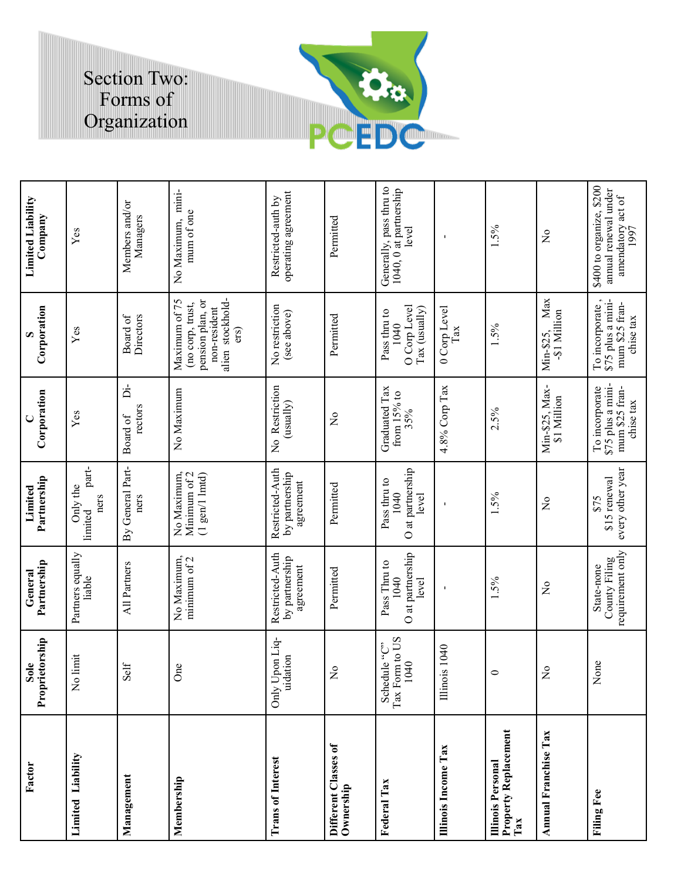# Section Two: Forms of Organization

| Factor | Sole Proprietorship | General Partnership | Limited Partnership | C Corporation | S Corporation | Limited Liability Company |
|---|---|---|---|---|---|---|
| **Limited Liability** | No limit | Partners equally liable | Only the limited partners | Yes | Yes | Yes |
| **Management** | Self | All Partners | By General Partners | Board of Directors | Board of Directors | Members and/or Managers |
| **Membership** | One | No Maximum, minimum of 2 | No Maximum, Minimum of 2 (1 gen/1 lmtd) | No Maximum | Maximum of 75 (no corp, trust, pension plan, or non-resident alien stockholders) | No Maximum, minimum of one |
| **Trans of Interest** | Only Upon Liquidation | Restricted-Auth by partnership agreement | Restricted-Auth by partnership agreement | No Restriction (usually) | No restriction (see above) | Restricted-auth by operating agreement |
| **Different Classes of Ownership** | No | Permitted | Permitted | No | Permitted | Permitted |
| **Federal Tax** | Schedule "C" Tax Form to US 1040 | Pass Thru to 1040 O at partnership level | Pass thru to 1040 O at partnership level | Graduated Tax from 15% to 35% | Pass thru to 1040 O Corp Level Tax (usually) | Generally, pass thru to 1040, 0 at partnership level |
| **Illinois Income Tax** | Illinois 1040 | - | - | 4.8% Corp Tax | 0 Corp Level Tax | - |
| **Illinois Personal Property Replacement Tax** | 0 | 1.5% | 1.5% | 2.5% | 1.5% | 1.5% |
| **Annual Franchise Tax** | No | No | No | Min-$25, Max-$1 Million | Min-$25, Max -$1 Million | No |
| **Filing Fee** | None | State-none County Filing requirement only | $75 $15 renewal every other year | To incorporate $75 plus a minimum $25 franchise tax | To incorporate, $75 plus a minimum $25 franchise tax | $400 to organize, $200 annual renewal under amendatory act of 1997 |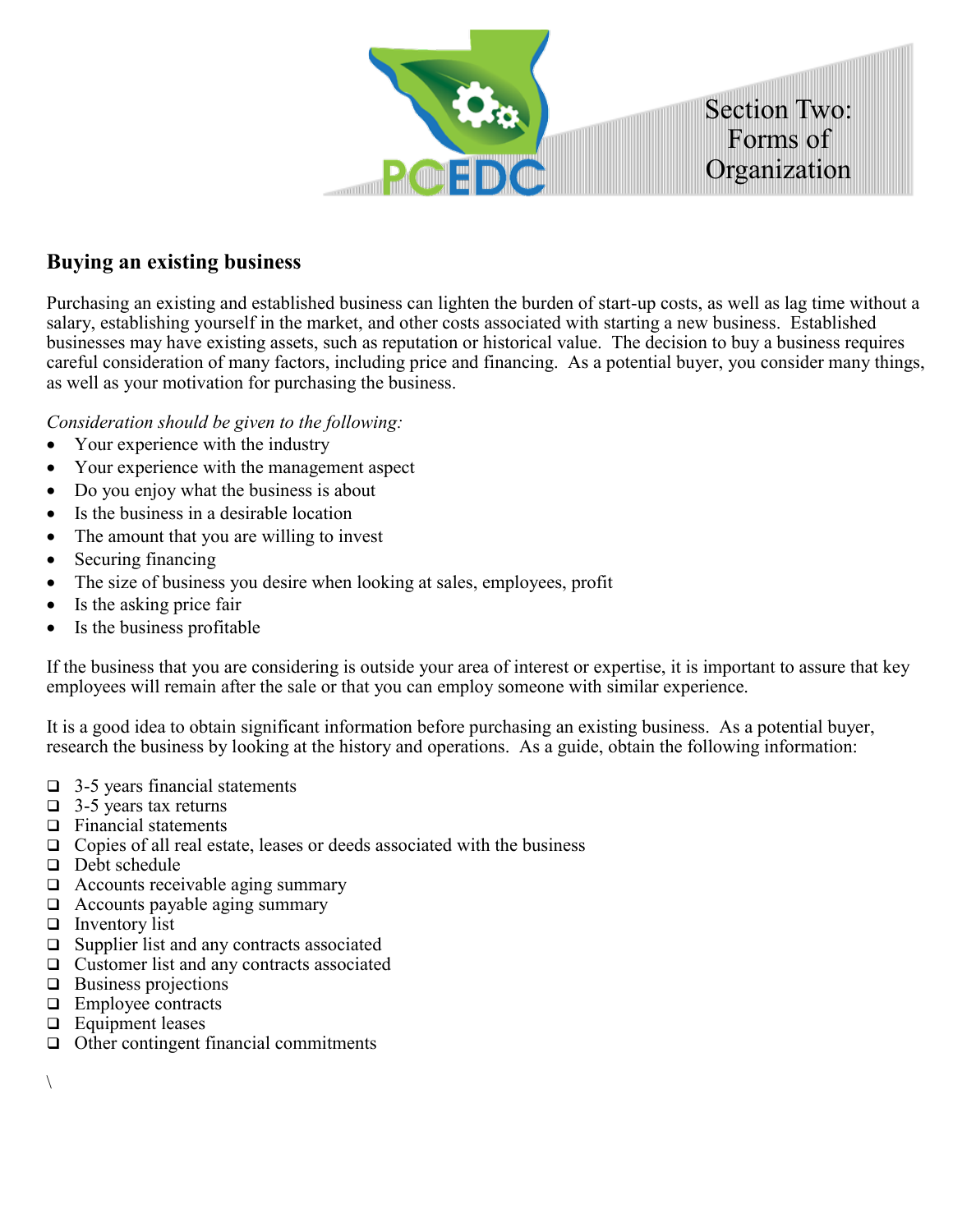## Buying an existing business

Purchasing an existing and established business can lighten the burden of start-up costs, as well as lag time without a salary, establishing yourself in the market, and other costs associated with starting a new business. Established businesses may have existing assets, such as reputation or historical value. The decision to buy a business requires careful consideration of many factors, including price and financing. As a potential buyer, you consider many things, as well as your motivation for purchasing the business.

*Consideration should be given to the following:*

- Your experience with the industry
- Your experience with the management aspect
- Do you enjoy what the business is about
- Is the business in a desirable location
- The amount that you are willing to invest
- Securing financing
- The size of business you desire when looking at sales, employees, profit
- Is the asking price fair
- Is the business profitable

If the business that you are considering is outside your area of interest or expertise, it is important to assure that key employees will remain after the sale or that you can employ someone with similar experience.

It is a good idea to obtain significant information before purchasing an existing business. As a potential buyer, research the business by looking at the history and operations. As a guide, obtain the following information:

- [ ] 3-5 years financial statements
- [ ] 3-5 years tax returns
- [ ] Financial statements
- [ ] Copies of all real estate, leases or deeds associated with the business
- [ ] Debt schedule
- [ ] Accounts receivable aging summary
- [ ] Accounts payable aging summary
- [ ] Inventory list
- [ ] Supplier list and any contracts associated
- [ ] Customer list and any contracts associated
- [ ] Business projections
- [ ] Employee contracts
- [ ] Equipment leases
- [ ] Other contingent financial commitments

\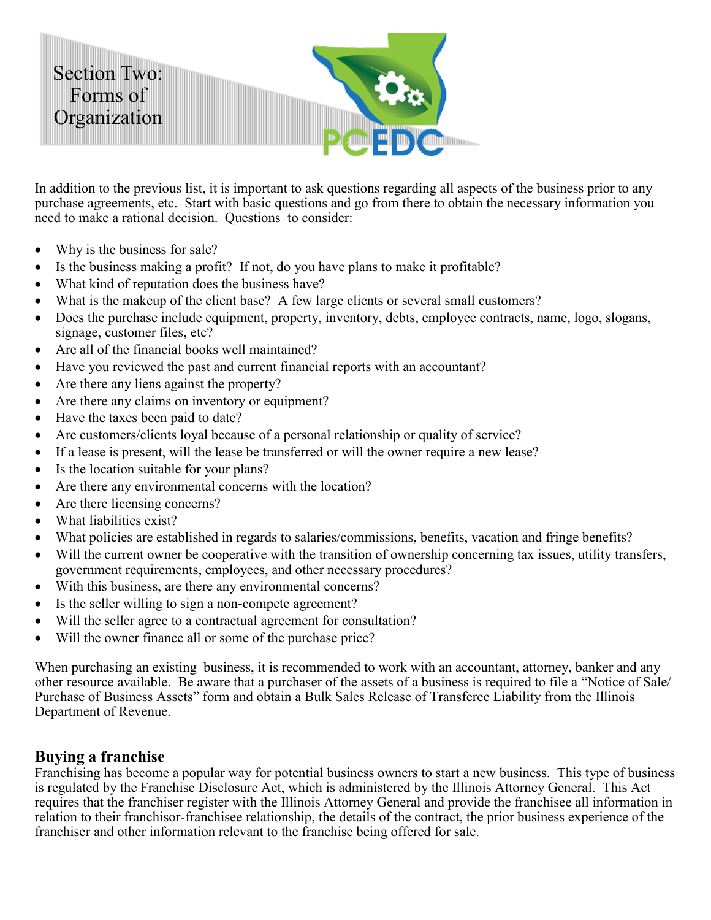# Section Two: Forms of Organization

In addition to the previous list, it is important to ask questions regarding all aspects of the business prior to any purchase agreements, etc. Start with basic questions and go from there to obtain the necessary information you need to make a rational decision. Questions to consider:

- Why is the business for sale?
- Is the business making a profit? If not, do you have plans to make it profitable?
- What kind of reputation does the business have?
- What is the makeup of the client base? A few large clients or several small customers?
- Does the purchase include equipment, property, inventory, debts, employee contracts, name, logo, slogans, signage, customer files, etc?
- Are all of the financial books well maintained?
- Have you reviewed the past and current financial reports with an accountant?
- Are there any liens against the property?
- Are there any claims on inventory or equipment?
- Have the taxes been paid to date?
- Are customers/clients loyal because of a personal relationship or quality of service?
- If a lease is present, will the lease be transferred or will the owner require a new lease?
- Is the location suitable for your plans?
- Are there any environmental concerns with the location?
- Are there licensing concerns?
- What liabilities exist?
- What policies are established in regards to salaries/commissions, benefits, vacation and fringe benefits?
- Will the current owner be cooperative with the transition of ownership concerning tax issues, utility transfers, government requirements, employees, and other necessary procedures?
- With this business, are there any environmental concerns?
- Is the seller willing to sign a non-compete agreement?
- Will the seller agree to a contractual agreement for consultation?
- Will the owner finance all or some of the purchase price?

When purchasing an existing business, it is recommended to work with an accountant, attorney, banker and any other resource available. Be aware that a purchaser of the assets of a business is required to file a "Notice of Sale/ Purchase of Business Assets" form and obtain a Bulk Sales Release of Transferee Liability from the Illinois Department of Revenue.

## Buying a franchise

Franchising has become a popular way for potential business owners to start a new business. This type of business is regulated by the Franchise Disclosure Act, which is administered by the Illinois Attorney General. This Act requires that the franchiser register with the Illinois Attorney General and provide the franchisee all information in relation to their franchisor-franchisee relationship, the details of the contract, the prior business experience of the franchiser and other information relevant to the franchise being offered for sale.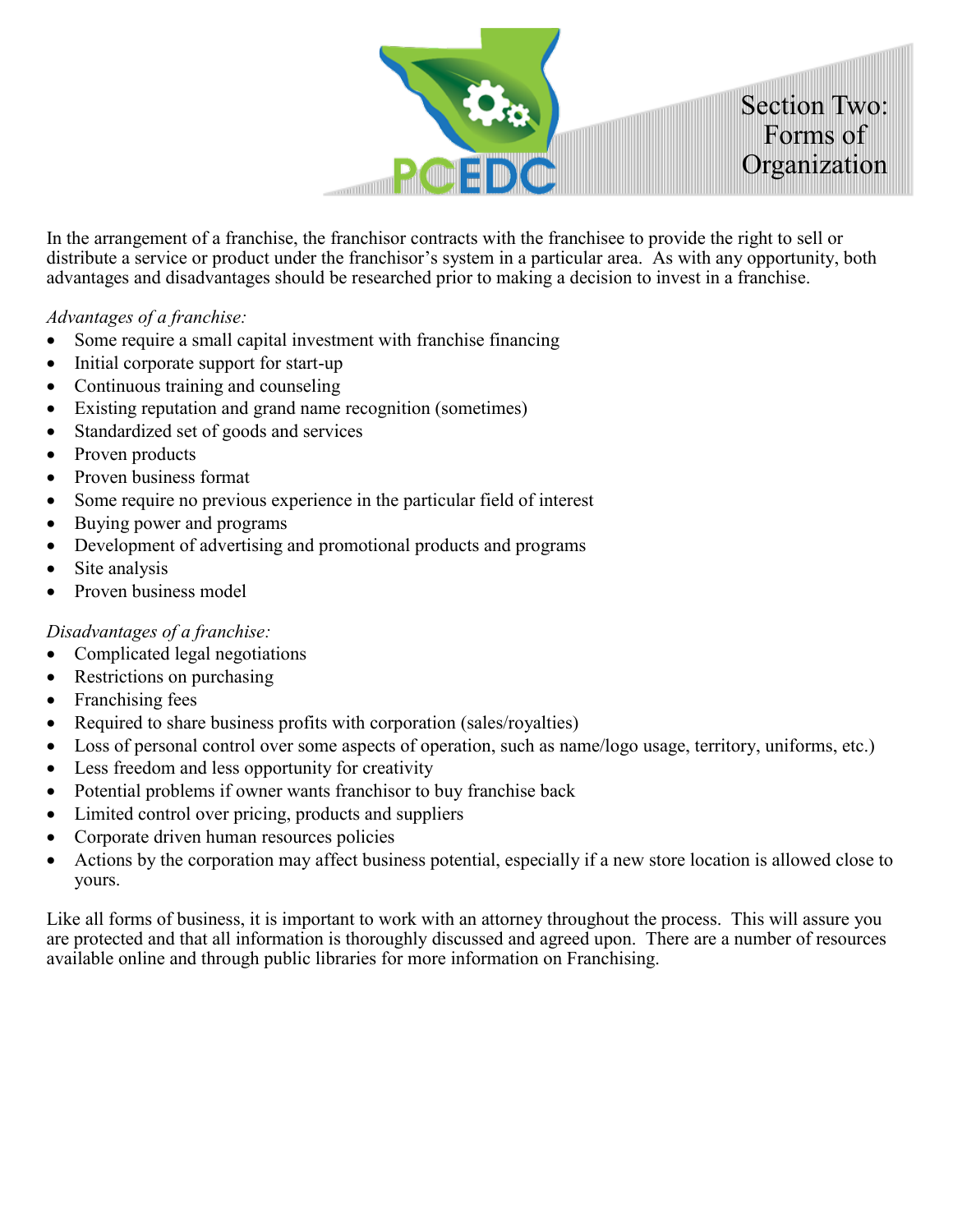In the arrangement of a franchise, the franchisor contracts with the franchisee to provide the right to sell or distribute a service or product under the franchisor's system in a particular area. As with any opportunity, both advantages and disadvantages should be researched prior to making a decision to invest in a franchise.

*Advantages of a franchise:*

- Some require a small capital investment with franchise financing
- Initial corporate support for start-up
- Continuous training and counseling
- Existing reputation and grand name recognition (sometimes)
- Standardized set of goods and services
- Proven products
- Proven business format
- Some require no previous experience in the particular field of interest
- Buying power and programs
- Development of advertising and promotional products and programs
- Site analysis
- Proven business model

*Disadvantages of a franchise:*

- Complicated legal negotiations
- Restrictions on purchasing
- Franchising fees
- Required to share business profits with corporation (sales/royalties)
- Loss of personal control over some aspects of operation, such as name/logo usage, territory, uniforms, etc.)
- Less freedom and less opportunity for creativity
- Potential problems if owner wants franchisor to buy franchise back
- Limited control over pricing, products and suppliers
- Corporate driven human resources policies
- Actions by the corporation may affect business potential, especially if a new store location is allowed close to yours.

Like all forms of business, it is important to work with an attorney throughout the process. This will assure you are protected and that all information is thoroughly discussed and agreed upon. There are a number of resources available online and through public libraries for more information on Franchising.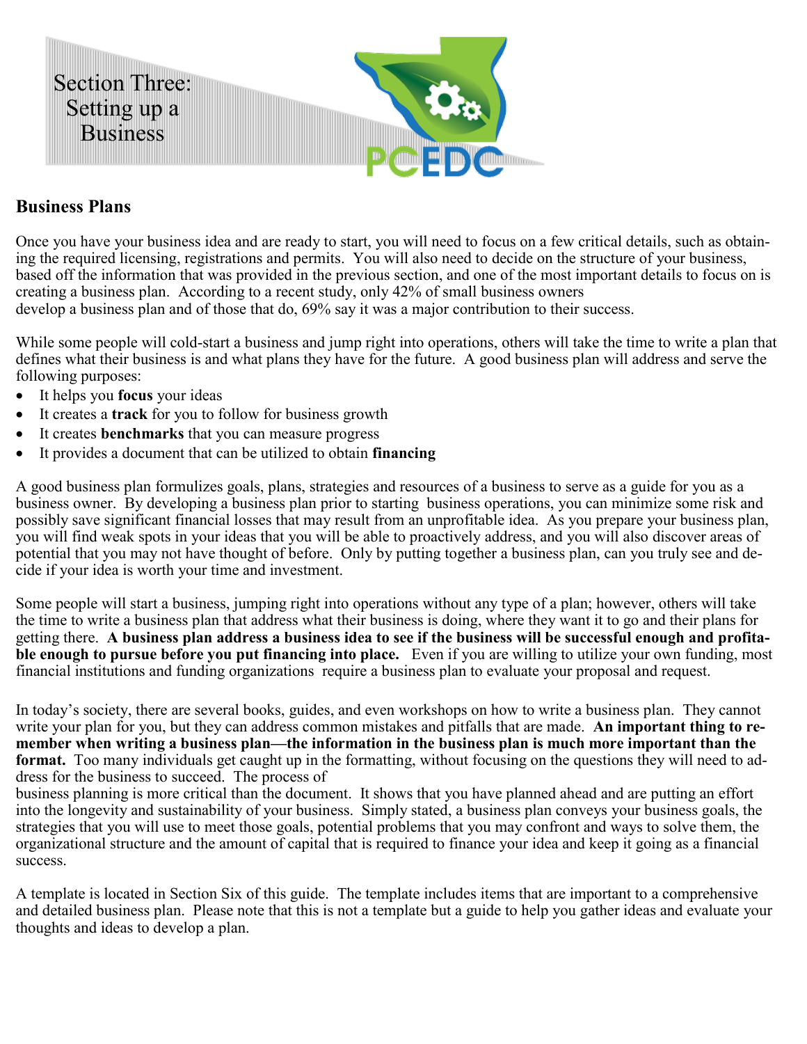# Section Three: Setting up a Business

## Business Plans

Once you have your business idea and are ready to start, you will need to focus on a few critical details, such as obtaining the required licensing, registrations and permits. You will also need to decide on the structure of your business, based off the information that was provided in the previous section, and one of the most important details to focus on is creating a business plan. According to a recent study, only 42% of small business owners develop a business plan and of those that do, 69% say it was a major contribution to their success.

While some people will cold-start a business and jump right into operations, others will take the time to write a plan that defines what their business is and what plans they have for the future. A good business plan will address and serve the following purposes:

- It helps you **focus** your ideas
- It creates a **track** for you to follow for business growth
- It creates **benchmarks** that you can measure progress
- It provides a document that can be utilized to obtain **financing**

A good business plan formulizes goals, plans, strategies and resources of a business to serve as a guide for you as a business owner. By developing a business plan prior to starting business operations, you can minimize some risk and possibly save significant financial losses that may result from an unprofitable idea. As you prepare your business plan, you will find weak spots in your ideas that you will be able to proactively address, and you will also discover areas of potential that you may not have thought of before. Only by putting together a business plan, can you truly see and decide if your idea is worth your time and investment.

Some people will start a business, jumping right into operations without any type of a plan; however, others will take the time to write a business plan that address what their business is doing, where they want it to go and their plans for getting there. **A business plan address a business idea to see if the business will be successful enough and profitable enough to pursue before you put financing into place.** Even if you are willing to utilize your own funding, most financial institutions and funding organizations require a business plan to evaluate your proposal and request.

In today's society, there are several books, guides, and even workshops on how to write a business plan. They cannot write your plan for you, but they can address common mistakes and pitfalls that are made. **An important thing to remember when writing a business plan—the information in the business plan is much more important than the format.** Too many individuals get caught up in the formatting, without focusing on the questions they will need to address for the business to succeed. The process of business planning is more critical than the document. It shows that you have planned ahead and are putting an effort into the longevity and sustainability of your business. Simply stated, a business plan conveys your business goals, the strategies that you will use to meet those goals, potential problems that you may confront and ways to solve them, the organizational structure and the amount of capital that is required to finance your idea and keep it going as a financial success.

A template is located in Section Six of this guide. The template includes items that are important to a comprehensive and detailed business plan. Please note that this is not a template but a guide to help you gather ideas and evaluate your thoughts and ideas to develop a plan.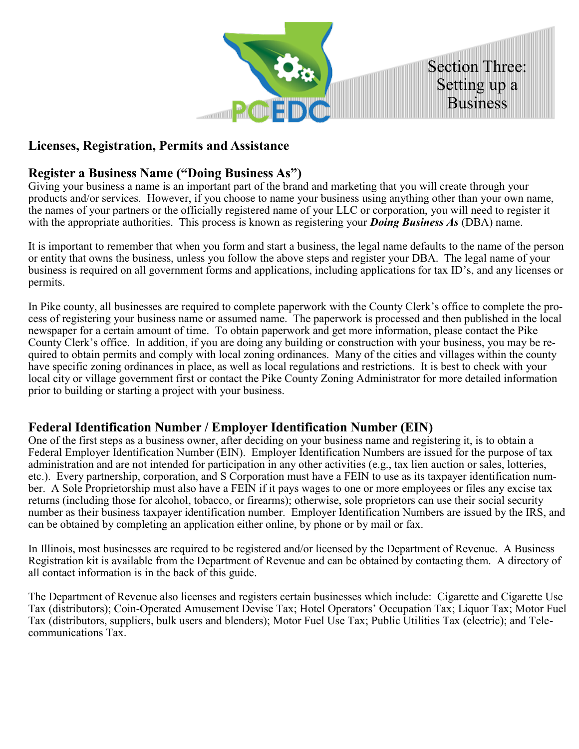# Section Three: Setting up a Business

## Licenses, Registration, Permits and Assistance

### Register a Business Name ("Doing Business As")

Giving your business a name is an important part of the brand and marketing that you will create through your products and/or services. However, if you choose to name your business using anything other than your own name, the names of your partners or the officially registered name of your LLC or corporation, you will need to register it with the appropriate authorities. This process is known as registering your ***Doing Business As*** (DBA) name.

It is important to remember that when you form and start a business, the legal name defaults to the name of the person or entity that owns the business, unless you follow the above steps and register your DBA. The legal name of your business is required on all government forms and applications, including applications for tax ID's, and any licenses or permits.

In Pike county, all businesses are required to complete paperwork with the County Clerk's office to complete the process of registering your business name or assumed name. The paperwork is processed and then published in the local newspaper for a certain amount of time. To obtain paperwork and get more information, please contact the Pike County Clerk's office. In addition, if you are doing any building or construction with your business, you may be required to obtain permits and comply with local zoning ordinances. Many of the cities and villages within the county have specific zoning ordinances in place, as well as local regulations and restrictions. It is best to check with your local city or village government first or contact the Pike County Zoning Administrator for more detailed information prior to building or starting a project with your business.

### Federal Identification Number / Employer Identification Number (EIN)

One of the first steps as a business owner, after deciding on your business name and registering it, is to obtain a Federal Employer Identification Number (EIN). Employer Identification Numbers are issued for the purpose of tax administration and are not intended for participation in any other activities (e.g., tax lien auction or sales, lotteries, etc.). Every partnership, corporation, and S Corporation must have a FEIN to use as its taxpayer identification number. A Sole Proprietorship must also have a FEIN if it pays wages to one or more employees or files any excise tax returns (including those for alcohol, tobacco, or firearms); otherwise, sole proprietors can use their social security number as their business taxpayer identification number. Employer Identification Numbers are issued by the IRS, and can be obtained by completing an application either online, by phone or by mail or fax.

In Illinois, most businesses are required to be registered and/or licensed by the Department of Revenue. A Business Registration kit is available from the Department of Revenue and can be obtained by contacting them. A directory of all contact information is in the back of this guide.

The Department of Revenue also licenses and registers certain businesses which include: Cigarette and Cigarette Use Tax (distributors); Coin-Operated Amusement Devise Tax; Hotel Operators' Occupation Tax; Liquor Tax; Motor Fuel Tax (distributors, suppliers, bulk users and blenders); Motor Fuel Use Tax; Public Utilities Tax (electric); and Telecommunications Tax.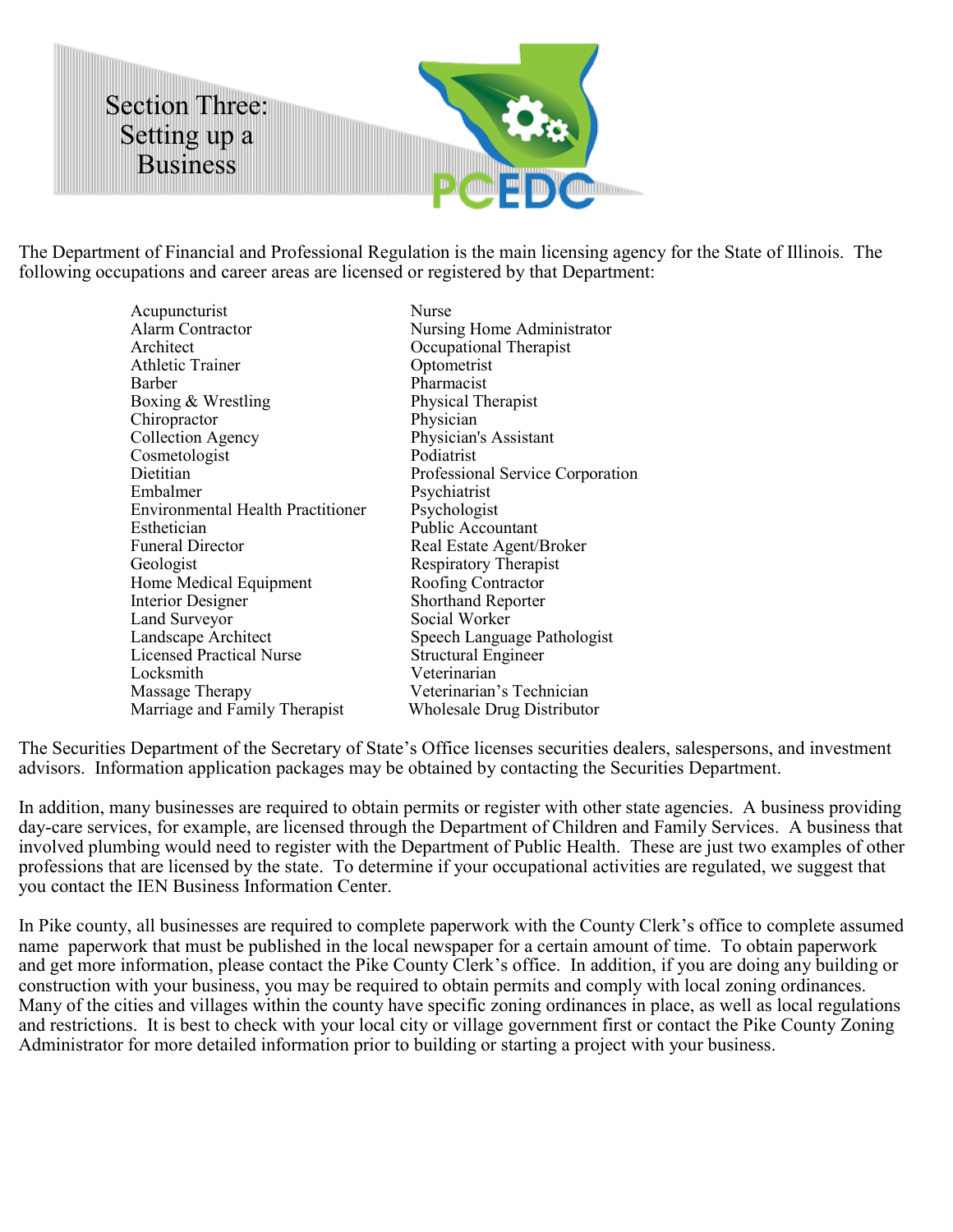# Section Three: Setting up a Business

The Department of Financial and Professional Regulation is the main licensing agency for the State of Illinois. The following occupations and career areas are licensed or registered by that Department:

- Acupuncturist
- Alarm Contractor
- Architect
- Athletic Trainer
- Barber
- Boxing & Wrestling
- Chiropractor
- Collection Agency
- Cosmetologist
- Dietitian
- Embalmer
- Environmental Health Practitioner
- Esthetician
- Funeral Director
- Geologist
- Home Medical Equipment
- Interior Designer
- Land Surveyor
- Landscape Architect
- Licensed Practical Nurse
- Locksmith
- Massage Therapy
- Marriage and Family Therapist
- Nurse
- Nursing Home Administrator
- Occupational Therapist
- Optometrist
- Pharmacist
- Physical Therapist
- Physician
- Physician's Assistant
- Podiatrist
- Professional Service Corporation
- Psychiatrist
- Psychologist
- Public Accountant
- Real Estate Agent/Broker
- Respiratory Therapist
- Roofing Contractor
- Shorthand Reporter
- Social Worker
- Speech Language Pathologist
- Structural Engineer
- Veterinarian
- Veterinarian's Technician
- Wholesale Drug Distributor

The Securities Department of the Secretary of State's Office licenses securities dealers, salespersons, and investment advisors. Information application packages may be obtained by contacting the Securities Department.

In addition, many businesses are required to obtain permits or register with other state agencies. A business providing day-care services, for example, are licensed through the Department of Children and Family Services. A business that involved plumbing would need to register with the Department of Public Health. These are just two examples of other professions that are licensed by the state. To determine if your occupational activities are regulated, we suggest that you contact the IEN Business Information Center.

In Pike county, all businesses are required to complete paperwork with the County Clerk's office to complete assumed name paperwork that must be published in the local newspaper for a certain amount of time. To obtain paperwork and get more information, please contact the Pike County Clerk's office. In addition, if you are doing any building or construction with your business, you may be required to obtain permits and comply with local zoning ordinances. Many of the cities and villages within the county have specific zoning ordinances in place, as well as local regulations and restrictions. It is best to check with your local city or village government first or contact the Pike County Zoning Administrator for more detailed information prior to building or starting a project with your business.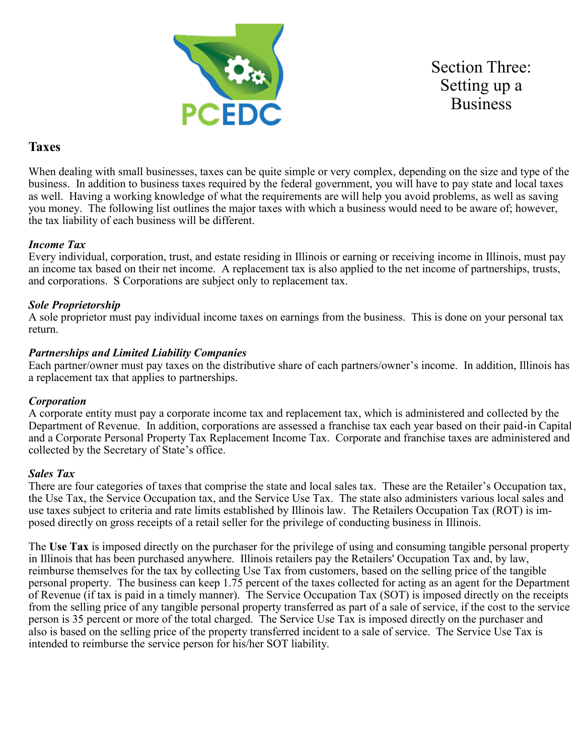# Section Three: Setting up a Business

## Taxes

When dealing with small businesses, taxes can be quite simple or very complex, depending on the size and type of the business. In addition to business taxes required by the federal government, you will have to pay state and local taxes as well. Having a working knowledge of what the requirements are will help you avoid problems, as well as saving you money. The following list outlines the major taxes with which a business would need to be aware of; however, the tax liability of each business will be different.

### *Income Tax*

Every individual, corporation, trust, and estate residing in Illinois or earning or receiving income in Illinois, must pay an income tax based on their net income. A replacement tax is also applied to the net income of partnerships, trusts, and corporations. S Corporations are subject only to replacement tax.

### *Sole Proprietorship*

A sole proprietor must pay individual income taxes on earnings from the business. This is done on your personal tax return.

### *Partnerships and Limited Liability Companies*

Each partner/owner must pay taxes on the distributive share of each partners/owner's income. In addition, Illinois has a replacement tax that applies to partnerships.

### *Corporation*

A corporate entity must pay a corporate income tax and replacement tax, which is administered and collected by the Department of Revenue. In addition, corporations are assessed a franchise tax each year based on their paid-in Capital and a Corporate Personal Property Tax Replacement Income Tax. Corporate and franchise taxes are administered and collected by the Secretary of State's office.

### *Sales Tax*

There are four categories of taxes that comprise the state and local sales tax. These are the Retailer's Occupation tax, the Use Tax, the Service Occupation tax, and the Service Use Tax. The state also administers various local sales and use taxes subject to criteria and rate limits established by Illinois law. The Retailers Occupation Tax (ROT) is imposed directly on gross receipts of a retail seller for the privilege of conducting business in Illinois.

The **Use Tax** is imposed directly on the purchaser for the privilege of using and consuming tangible personal property in Illinois that has been purchased anywhere. Illinois retailers pay the Retailers' Occupation Tax and, by law, reimburse themselves for the tax by collecting Use Tax from customers, based on the selling price of the tangible personal property. The business can keep 1.75 percent of the taxes collected for acting as an agent for the Department of Revenue (if tax is paid in a timely manner). The Service Occupation Tax (SOT) is imposed directly on the receipts from the selling price of any tangible personal property transferred as part of a sale of service, if the cost to the service person is 35 percent or more of the total charged. The Service Use Tax is imposed directly on the purchaser and also is based on the selling price of the property transferred incident to a sale of service. The Service Use Tax is intended to reimburse the service person for his/her SOT liability.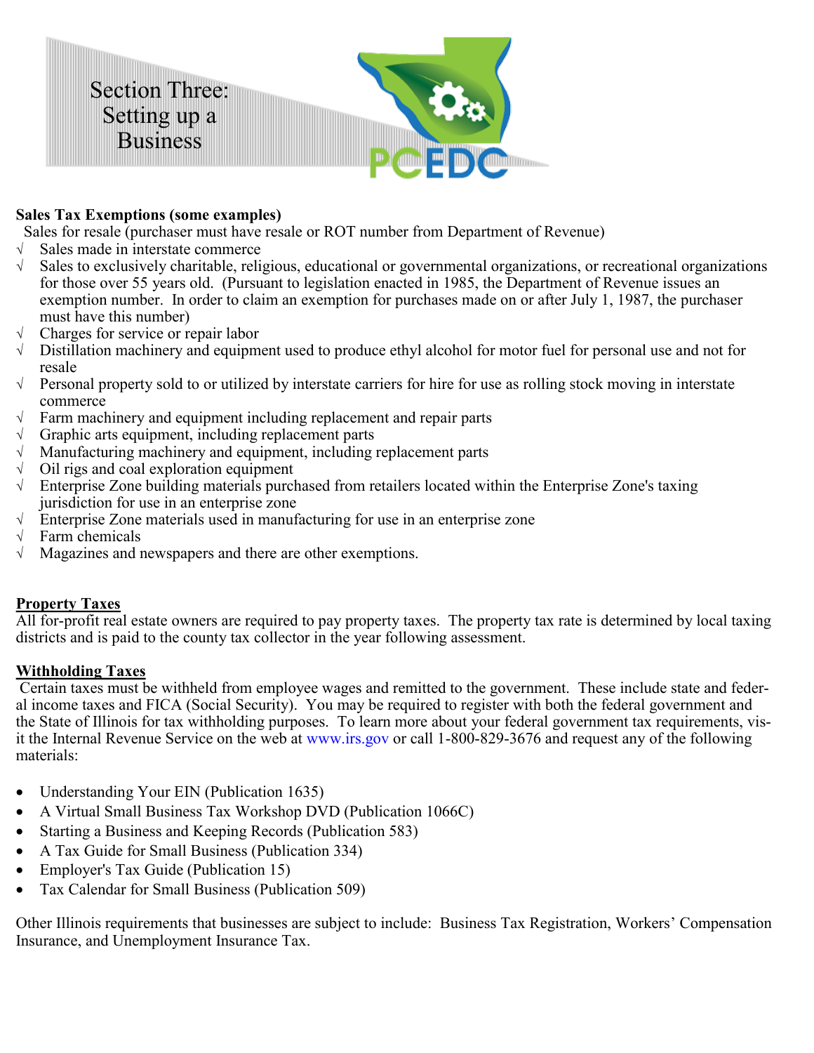# Section Three: Setting up a Business

**Sales Tax Exemptions (some examples)**

Sales for resale (purchaser must have resale or ROT number from Department of Revenue)

- √ Sales made in interstate commerce
- √ Sales to exclusively charitable, religious, educational or governmental organizations, or recreational organizations for those over 55 years old. (Pursuant to legislation enacted in 1985, the Department of Revenue issues an exemption number. In order to claim an exemption for purchases made on or after July 1, 1987, the purchaser must have this number)
- √ Charges for service or repair labor
- √ Distillation machinery and equipment used to produce ethyl alcohol for motor fuel for personal use and not for resale
- √ Personal property sold to or utilized by interstate carriers for hire for use as rolling stock moving in interstate commerce
- √ Farm machinery and equipment including replacement and repair parts
- √ Graphic arts equipment, including replacement parts
- √ Manufacturing machinery and equipment, including replacement parts
- √ Oil rigs and coal exploration equipment
- √ Enterprise Zone building materials purchased from retailers located within the Enterprise Zone's taxing jurisdiction for use in an enterprise zone
- √ Enterprise Zone materials used in manufacturing for use in an enterprise zone
- √ Farm chemicals
- √ Magazines and newspapers and there are other exemptions.

**Property Taxes**

All for-profit real estate owners are required to pay property taxes. The property tax rate is determined by local taxing districts and is paid to the county tax collector in the year following assessment.

**Withholding Taxes**

Certain taxes must be withheld from employee wages and remitted to the government. These include state and federal income taxes and FICA (Social Security). You may be required to register with both the federal government and the State of Illinois for tax withholding purposes. To learn more about your federal government tax requirements, visit the Internal Revenue Service on the web at www.irs.gov or call 1-800-829-3676 and request any of the following materials:

- Understanding Your EIN (Publication 1635)
- A Virtual Small Business Tax Workshop DVD (Publication 1066C)
- Starting a Business and Keeping Records (Publication 583)
- A Tax Guide for Small Business (Publication 334)
- Employer's Tax Guide (Publication 15)
- Tax Calendar for Small Business (Publication 509)

Other Illinois requirements that businesses are subject to include: Business Tax Registration, Workers' Compensation Insurance, and Unemployment Insurance Tax.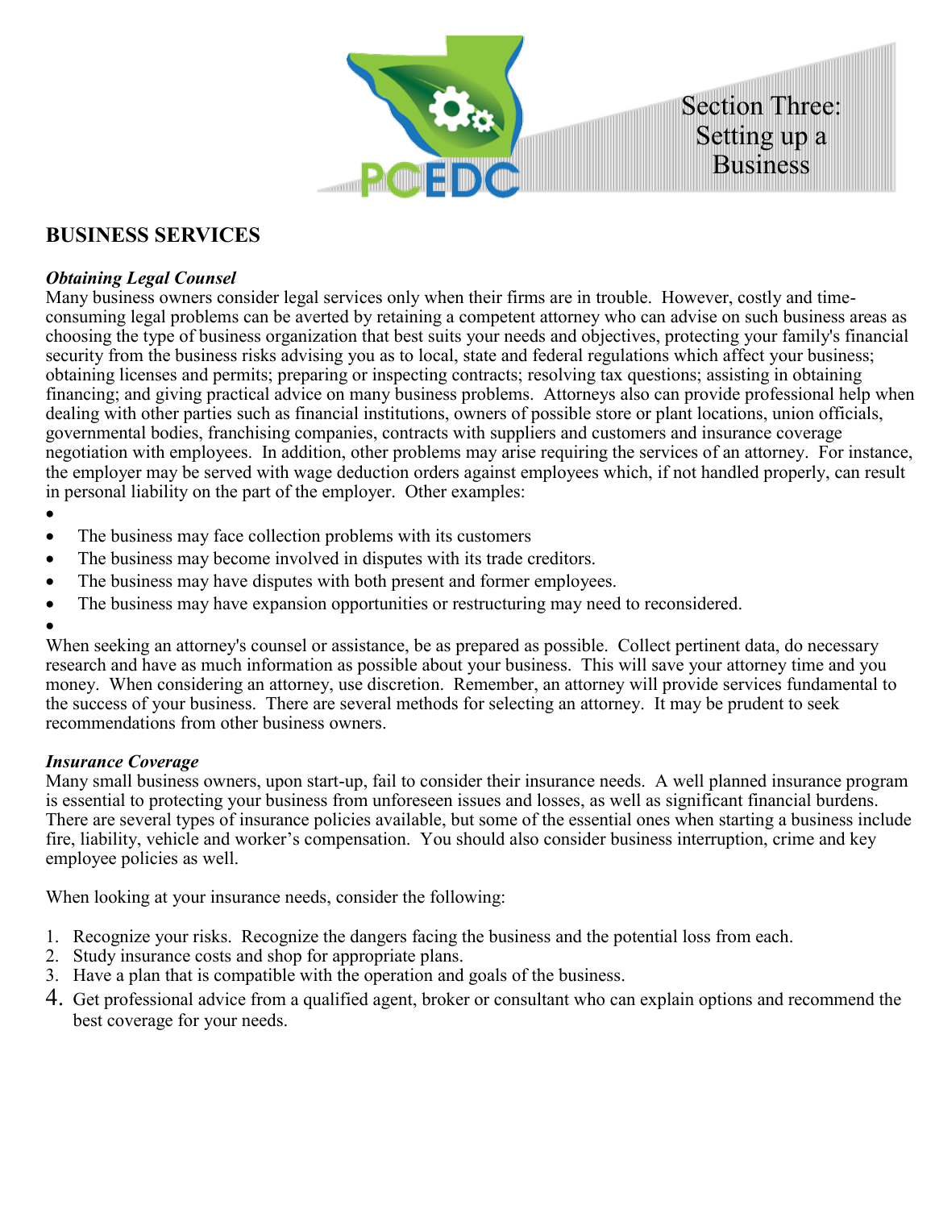Section Three: Setting up a Business

## BUSINESS SERVICES

### *Obtaining Legal Counsel*

Many business owners consider legal services only when their firms are in trouble. However, costly and time-consuming legal problems can be averted by retaining a competent attorney who can advise on such business areas as choosing the type of business organization that best suits your needs and objectives, protecting your family's financial security from the business risks advising you as to local, state and federal regulations which affect your business; obtaining licenses and permits; preparing or inspecting contracts; resolving tax questions; assisting in obtaining financing; and giving practical advice on many business problems. Attorneys also can provide professional help when dealing with other parties such as financial institutions, owners of possible store or plant locations, union officials, governmental bodies, franchising companies, contracts with suppliers and customers and insurance coverage negotiation with employees. In addition, other problems may arise requiring the services of an attorney. For instance, the employer may be served with wage deduction orders against employees which, if not handled properly, can result in personal liability on the part of the employer. Other examples:

- The business may face collection problems with its customers
- The business may become involved in disputes with its trade creditors.
- The business may have disputes with both present and former employees.
- The business may have expansion opportunities or restructuring may need to reconsidered.

When seeking an attorney's counsel or assistance, be as prepared as possible. Collect pertinent data, do necessary research and have as much information as possible about your business. This will save your attorney time and you money. When considering an attorney, use discretion. Remember, an attorney will provide services fundamental to the success of your business. There are several methods for selecting an attorney. It may be prudent to seek recommendations from other business owners.

### *Insurance Coverage*

Many small business owners, upon start-up, fail to consider their insurance needs. A well planned insurance program is essential to protecting your business from unforeseen issues and losses, as well as significant financial burdens. There are several types of insurance policies available, but some of the essential ones when starting a business include fire, liability, vehicle and worker's compensation. You should also consider business interruption, crime and key employee policies as well.

When looking at your insurance needs, consider the following:

1. Recognize your risks. Recognize the dangers facing the business and the potential loss from each.
2. Study insurance costs and shop for appropriate plans.
3. Have a plan that is compatible with the operation and goals of the business.
4. Get professional advice from a qualified agent, broker or consultant who can explain options and recommend the best coverage for your needs.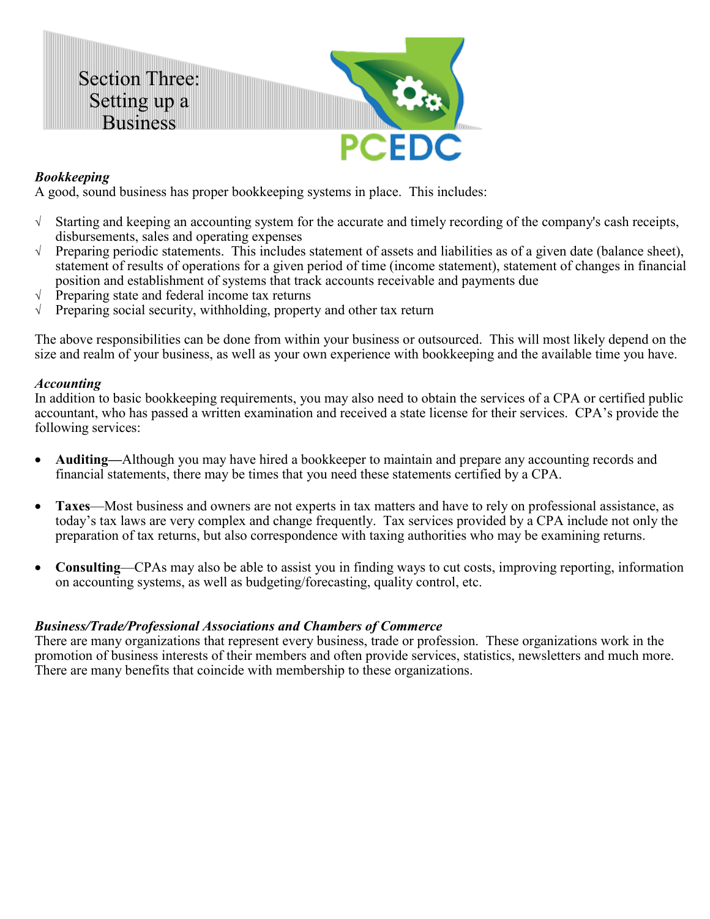# Section Three: Setting up a Business

PCEDC

***Bookkeeping***
A good, sound business has proper bookkeeping systems in place. This includes:

- √ Starting and keeping an accounting system for the accurate and timely recording of the company's cash receipts, disbursements, sales and operating expenses
- √ Preparing periodic statements. This includes statement of assets and liabilities as of a given date (balance sheet), statement of results of operations for a given period of time (income statement), statement of changes in financial position and establishment of systems that track accounts receivable and payments due
- √ Preparing state and federal income tax returns
- √ Preparing social security, withholding, property and other tax return

The above responsibilities can be done from within your business or outsourced. This will most likely depend on the size and realm of your business, as well as your own experience with bookkeeping and the available time you have.

***Accounting***
In addition to basic bookkeeping requirements, you may also need to obtain the services of a CPA or certified public accountant, who has passed a written examination and received a state license for their services. CPA's provide the following services:

- **Auditing—**Although you may have hired a bookkeeper to maintain and prepare any accounting records and financial statements, there may be times that you need these statements certified by a CPA.

- **Taxes**—Most business and owners are not experts in tax matters and have to rely on professional assistance, as today's tax laws are very complex and change frequently. Tax services provided by a CPA include not only the preparation of tax returns, but also correspondence with taxing authorities who may be examining returns.

- **Consulting**—CPAs may also be able to assist you in finding ways to cut costs, improving reporting, information on accounting systems, as well as budgeting/forecasting, quality control, etc.

***Business/Trade/Professional Associations and Chambers of Commerce***
There are many organizations that represent every business, trade or profession. These organizations work in the promotion of business interests of their members and often provide services, statistics, newsletters and much more. There are many benefits that coincide with membership to these organizations.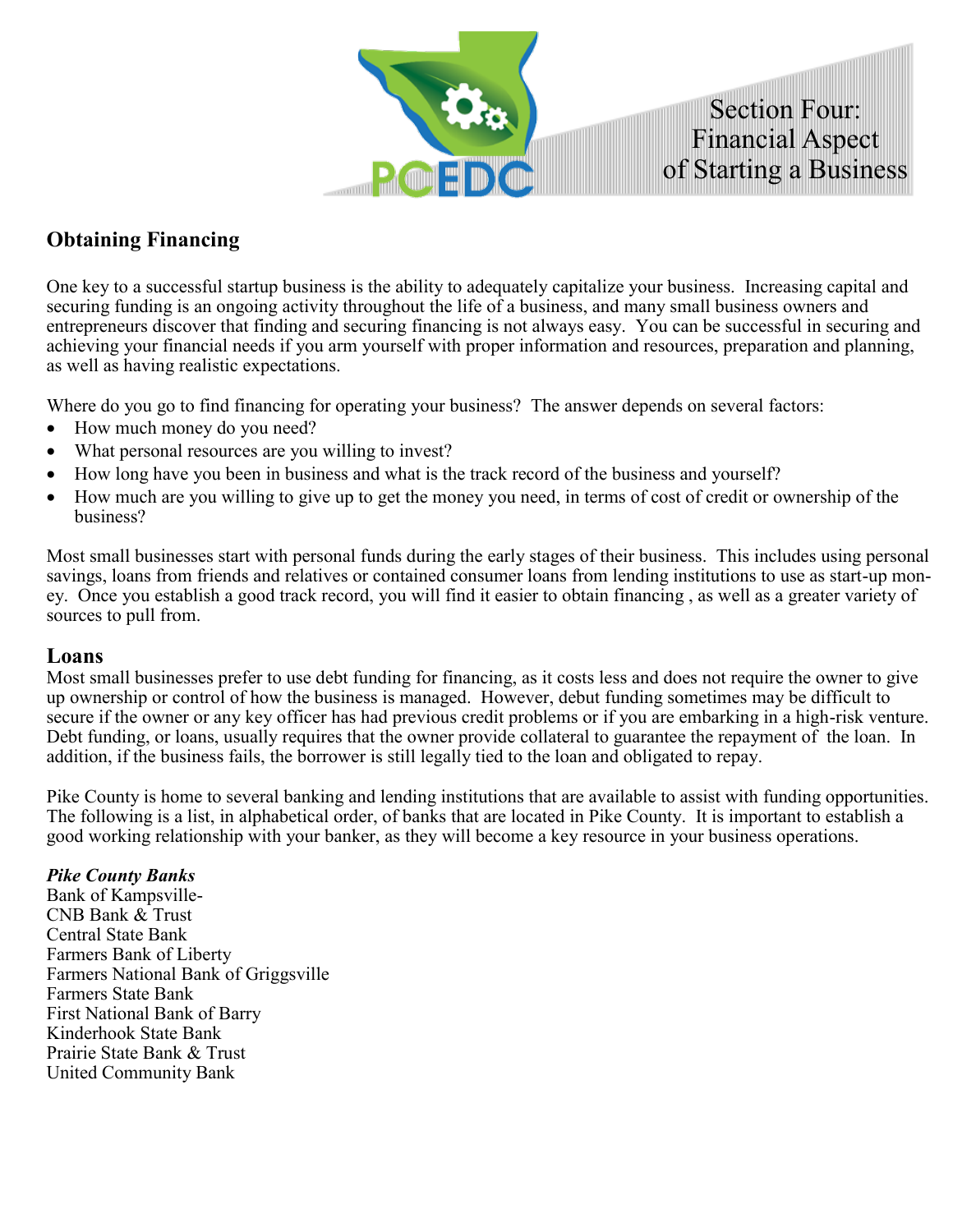# Section Four: Financial Aspect of Starting a Business

## Obtaining Financing

One key to a successful startup business is the ability to adequately capitalize your business. Increasing capital and securing funding is an ongoing activity throughout the life of a business, and many small business owners and entrepreneurs discover that finding and securing financing is not always easy. You can be successful in securing and achieving your financial needs if you arm yourself with proper information and resources, preparation and planning, as well as having realistic expectations.

Where do you go to find financing for operating your business? The answer depends on several factors:

- How much money do you need?
- What personal resources are you willing to invest?
- How long have you been in business and what is the track record of the business and yourself?
- How much are you willing to give up to get the money you need, in terms of cost of credit or ownership of the business?

Most small businesses start with personal funds during the early stages of their business. This includes using personal savings, loans from friends and relatives or contained consumer loans from lending institutions to use as start-up money. Once you establish a good track record, you will find it easier to obtain financing , as well as a greater variety of sources to pull from.

## Loans

Most small businesses prefer to use debt funding for financing, as it costs less and does not require the owner to give up ownership or control of how the business is managed. However, debut funding sometimes may be difficult to secure if the owner or any key officer has had previous credit problems or if you are embarking in a high-risk venture. Debt funding, or loans, usually requires that the owner provide collateral to guarantee the repayment of the loan. In addition, if the business fails, the borrower is still legally tied to the loan and obligated to repay.

Pike County is home to several banking and lending institutions that are available to assist with funding opportunities. The following is a list, in alphabetical order, of banks that are located in Pike County. It is important to establish a good working relationship with your banker, as they will become a key resource in your business operations.

***Pike County Banks***

Bank of Kampsville-
CNB Bank & Trust
Central State Bank
Farmers Bank of Liberty
Farmers National Bank of Griggsville
Farmers State Bank
First National Bank of Barry
Kinderhook State Bank
Prairie State Bank & Trust
United Community Bank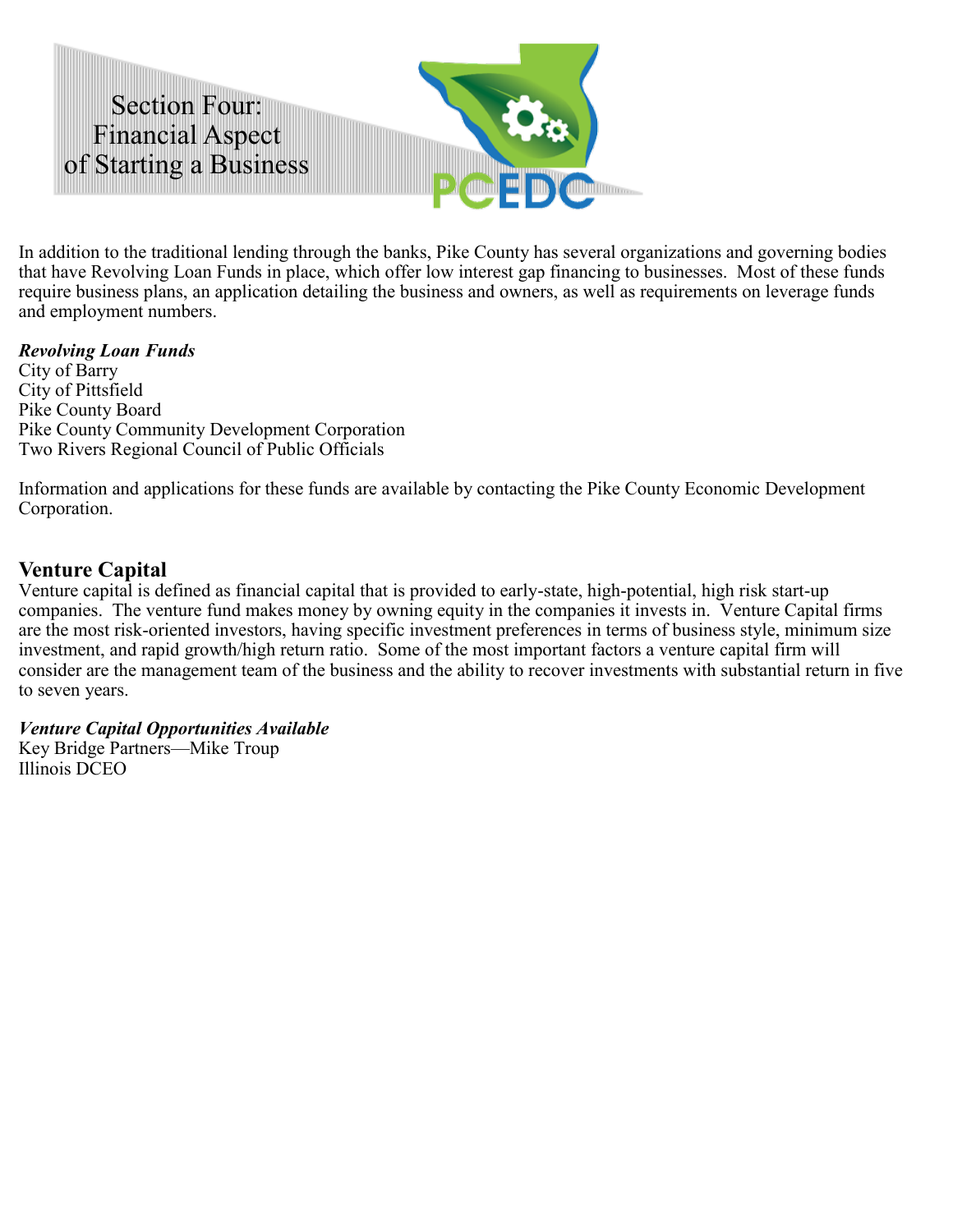# Section Four: Financial Aspect of Starting a Business

In addition to the traditional lending through the banks, Pike County has several organizations and governing bodies that have Revolving Loan Funds in place, which offer low interest gap financing to businesses. Most of these funds require business plans, an application detailing the business and owners, as well as requirements on leverage funds and employment numbers.

***Revolving Loan Funds***
City of Barry
City of Pittsfield
Pike County Board
Pike County Community Development Corporation
Two Rivers Regional Council of Public Officials

Information and applications for these funds are available by contacting the Pike County Economic Development Corporation.

## Venture Capital

Venture capital is defined as financial capital that is provided to early-state, high-potential, high risk start-up companies. The venture fund makes money by owning equity in the companies it invests in. Venture Capital firms are the most risk-oriented investors, having specific investment preferences in terms of business style, minimum size investment, and rapid growth/high return ratio. Some of the most important factors a venture capital firm will consider are the management team of the business and the ability to recover investments with substantial return in five to seven years.

***Venture Capital Opportunities Available***
Key Bridge Partners—Mike Troup
Illinois DCEO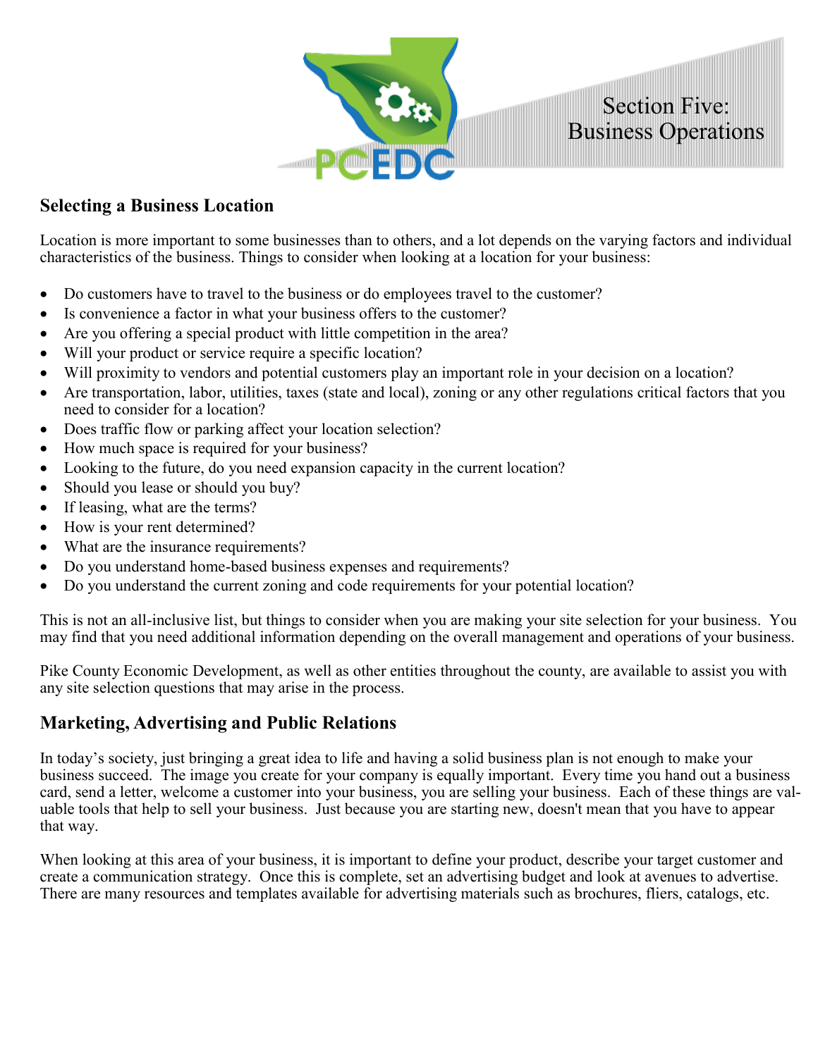# Section Five: Business Operations

## Selecting a Business Location

Location is more important to some businesses than to others, and a lot depends on the varying factors and individual characteristics of the business. Things to consider when looking at a location for your business:

- Do customers have to travel to the business or do employees travel to the customer?
- Is convenience a factor in what your business offers to the customer?
- Are you offering a special product with little competition in the area?
- Will your product or service require a specific location?
- Will proximity to vendors and potential customers play an important role in your decision on a location?
- Are transportation, labor, utilities, taxes (state and local), zoning or any other regulations critical factors that you need to consider for a location?
- Does traffic flow or parking affect your location selection?
- How much space is required for your business?
- Looking to the future, do you need expansion capacity in the current location?
- Should you lease or should you buy?
- If leasing, what are the terms?
- How is your rent determined?
- What are the insurance requirements?
- Do you understand home-based business expenses and requirements?
- Do you understand the current zoning and code requirements for your potential location?

This is not an all-inclusive list, but things to consider when you are making your site selection for your business. You may find that you need additional information depending on the overall management and operations of your business.

Pike County Economic Development, as well as other entities throughout the county, are available to assist you with any site selection questions that may arise in the process.

## Marketing, Advertising and Public Relations

In today's society, just bringing a great idea to life and having a solid business plan is not enough to make your business succeed. The image you create for your company is equally important. Every time you hand out a business card, send a letter, welcome a customer into your business, you are selling your business. Each of these things are valuable tools that help to sell your business. Just because you are starting new, doesn't mean that you have to appear that way.

When looking at this area of your business, it is important to define your product, describe your target customer and create a communication strategy. Once this is complete, set an advertising budget and look at avenues to advertise. There are many resources and templates available for advertising materials such as brochures, fliers, catalogs, etc.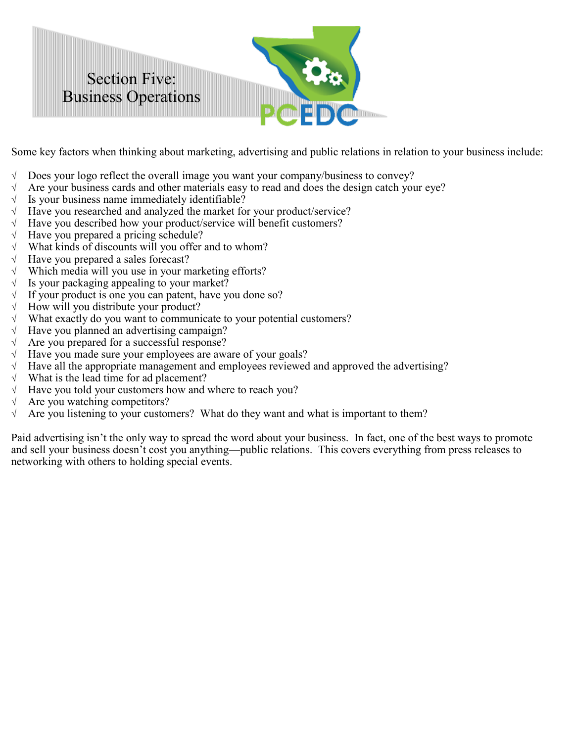# Section Five: Business Operations

Some key factors when thinking about marketing, advertising and public relations in relation to your business include:

- √ Does your logo reflect the overall image you want your company/business to convey?
- √ Are your business cards and other materials easy to read and does the design catch your eye?
- √ Is your business name immediately identifiable?
- √ Have you researched and analyzed the market for your product/service?
- √ Have you described how your product/service will benefit customers?
- √ Have you prepared a pricing schedule?
- √ What kinds of discounts will you offer and to whom?
- √ Have you prepared a sales forecast?
- √ Which media will you use in your marketing efforts?
- √ Is your packaging appealing to your market?
- √ If your product is one you can patent, have you done so?
- √ How will you distribute your product?
- √ What exactly do you want to communicate to your potential customers?
- √ Have you planned an advertising campaign?
- √ Are you prepared for a successful response?
- √ Have you made sure your employees are aware of your goals?
- √ Have all the appropriate management and employees reviewed and approved the advertising?
- √ What is the lead time for ad placement?
- √ Have you told your customers how and where to reach you?
- √ Are you watching competitors?
- √ Are you listening to your customers? What do they want and what is important to them?

Paid advertising isn't the only way to spread the word about your business. In fact, one of the best ways to promote and sell your business doesn't cost you anything—public relations. This covers everything from press releases to networking with others to holding special events.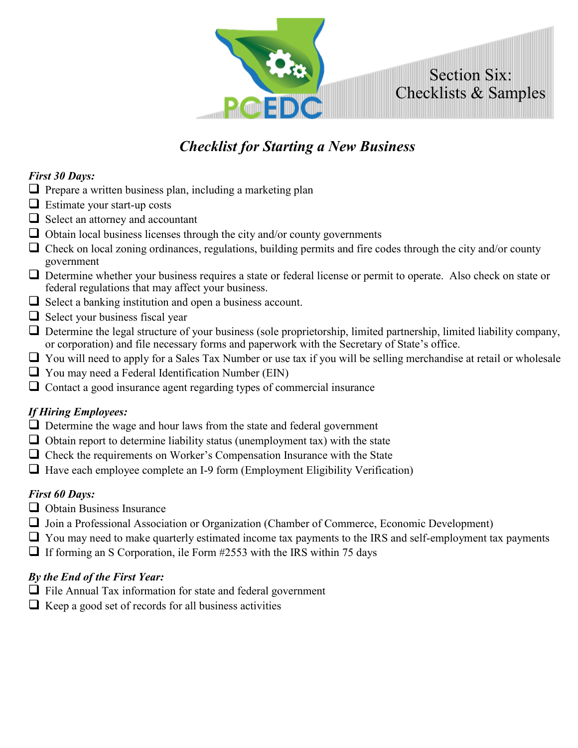Section Six:
Checklists & Samples

## *Checklist for Starting a New Business*

***First 30 Days:***

- ❑ Prepare a written business plan, including a marketing plan
- ❑ Estimate your start-up costs
- ❑ Select an attorney and accountant
- ❑ Obtain local business licenses through the city and/or county governments
- ❑ Check on local zoning ordinances, regulations, building permits and fire codes through the city and/or county government
- ❑ Determine whether your business requires a state or federal license or permit to operate. Also check on state or federal regulations that may affect your business.
- ❑ Select a banking institution and open a business account.
- ❑ Select your business fiscal year
- ❑ Determine the legal structure of your business (sole proprietorship, limited partnership, limited liability company, or corporation) and file necessary forms and paperwork with the Secretary of State's office.
- ❑ You will need to apply for a Sales Tax Number or use tax if you will be selling merchandise at retail or wholesale
- ❑ You may need a Federal Identification Number (EIN)
- ❑ Contact a good insurance agent regarding types of commercial insurance

***If Hiring Employees:***

- ❑ Determine the wage and hour laws from the state and federal government
- ❑ Obtain report to determine liability status (unemployment tax) with the state
- ❑ Check the requirements on Worker's Compensation Insurance with the State
- ❑ Have each employee complete an I-9 form (Employment Eligibility Verification)

***First 60 Days:***

- ❑ Obtain Business Insurance
- ❑ Join a Professional Association or Organization (Chamber of Commerce, Economic Development)
- ❑ You may need to make quarterly estimated income tax payments to the IRS and self-employment tax payments
- ❑ If forming an S Corporation, ile Form #2553 with the IRS within 75 days

***By the End of the First Year:***

- ❑ File Annual Tax information for state and federal government
- ❑ Keep a good set of records for all business activities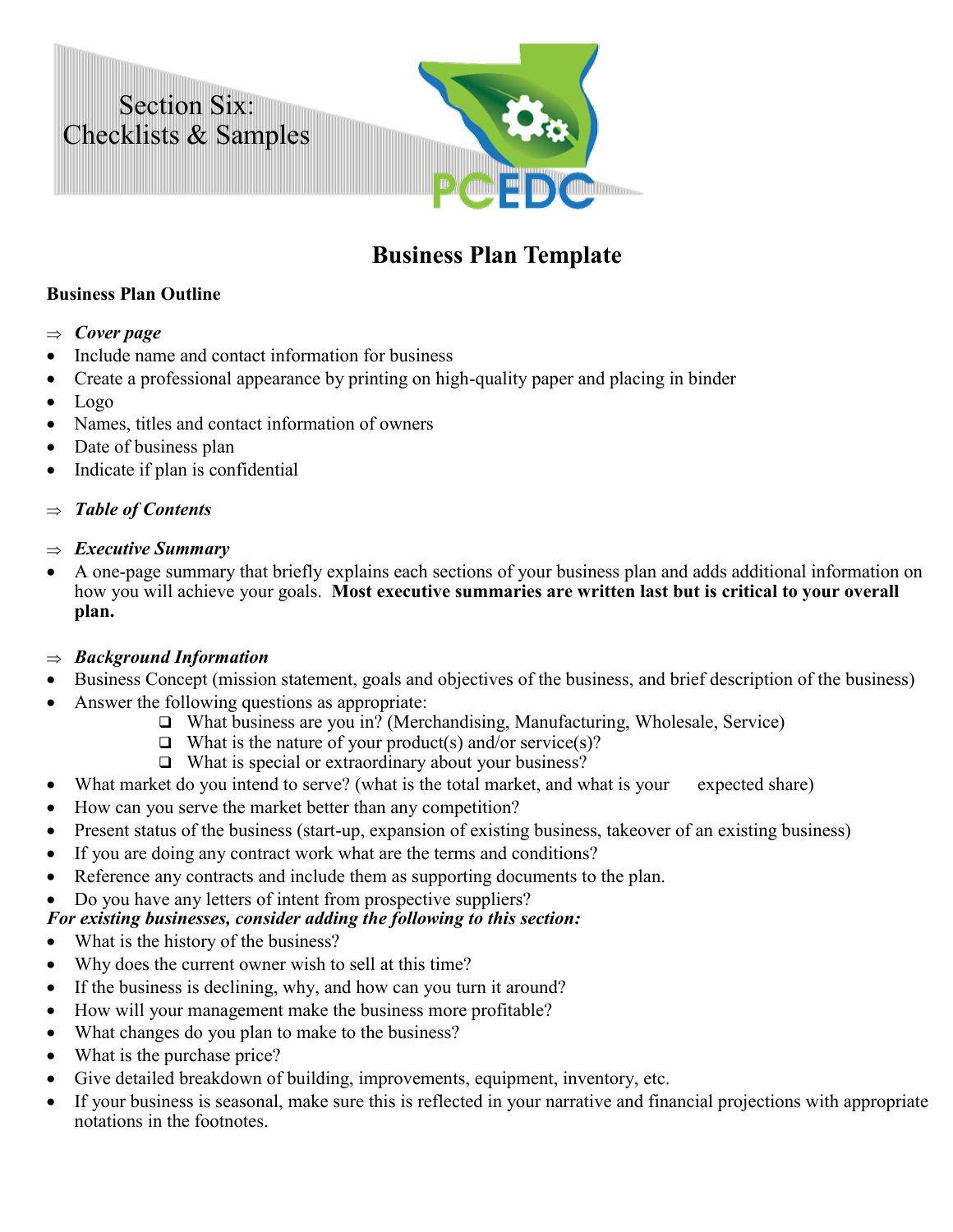Section Six:
Checklists & Samples

# Business Plan Template

**Business Plan Outline**

⇒ ***Cover page***

- Include name and contact information for business
- Create a professional appearance by printing on high-quality paper and placing in binder
- Logo
- Names, titles and contact information of owners
- Date of business plan
- Indicate if plan is confidential

⇒ ***Table of Contents***

⇒ ***Executive Summary***

- A one-page summary that briefly explains each sections of your business plan and adds additional information on how you will achieve your goals. **Most executive summaries are written last but is critical to your overall plan.**

⇒ ***Background Information***

- Business Concept (mission statement, goals and objectives of the business, and brief description of the business)
- Answer the following questions as appropriate:
  - ❑ What business are you in? (Merchandising, Manufacturing, Wholesale, Service)
  - ❑ What is the nature of your product(s) and/or service(s)?
  - ❑ What is special or extraordinary about your business?
- What market do you intend to serve? (what is the total market, and what is your expected share)
- How can you serve the market better than any competition?
- Present status of the business (start-up, expansion of existing business, takeover of an existing business)
- If you are doing any contract work what are the terms and conditions?
- Reference any contracts and include them as supporting documents to the plan.
- Do you have any letters of intent from prospective suppliers?

***For existing businesses, consider adding the following to this section:***

- What is the history of the business?
- Why does the current owner wish to sell at this time?
- If the business is declining, why, and how can you turn it around?
- How will your management make the business more profitable?
- What changes do you plan to make to the business?
- What is the purchase price?
- Give detailed breakdown of building, improvements, equipment, inventory, etc.
- If your business is seasonal, make sure this is reflected in your narrative and financial projections with appropriate notations in the footnotes.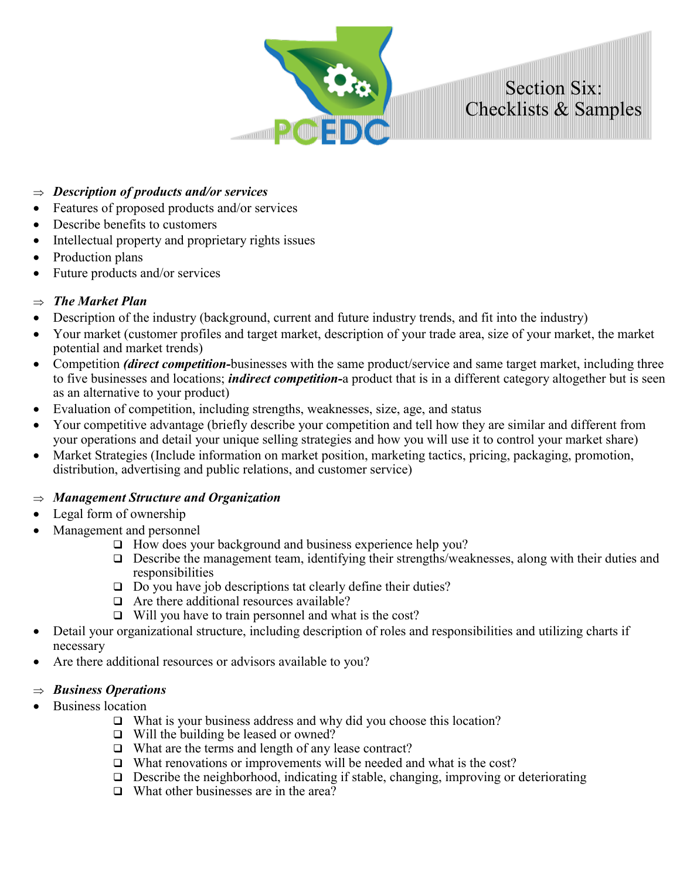⇒ ***Description of products and/or services***

- Features of proposed products and/or services
- Describe benefits to customers
- Intellectual property and proprietary rights issues
- Production plans
- Future products and/or services

⇒ ***The Market Plan***

- Description of the industry (background, current and future industry trends, and fit into the industry)
- Your market (customer profiles and target market, description of your trade area, size of your market, the market potential and market trends)
- Competition ***(direct competition-***businesses with the same product/service and same target market, including three to five businesses and locations; ***indirect competition-***a product that is in a different category altogether but is seen as an alternative to your product)
- Evaluation of competition, including strengths, weaknesses, size, age, and status
- Your competitive advantage (briefly describe your competition and tell how they are similar and different from your operations and detail your unique selling strategies and how you will use it to control your market share)
- Market Strategies (Include information on market position, marketing tactics, pricing, packaging, promotion, distribution, advertising and public relations, and customer service)

⇒ ***Management Structure and Organization***

- Legal form of ownership
- Management and personnel
  - ❑ How does your background and business experience help you?
  - ❑ Describe the management team, identifying their strengths/weaknesses, along with their duties and responsibilities
  - ❑ Do you have job descriptions tat clearly define their duties?
  - ❑ Are there additional resources available?
  - ❑ Will you have to train personnel and what is the cost?
- Detail your organizational structure, including description of roles and responsibilities and utilizing charts if necessary
- Are there additional resources or advisors available to you?

⇒ ***Business Operations***

- Business location
  - ❑ What is your business address and why did you choose this location?
  - ❑ Will the building be leased or owned?
  - ❑ What are the terms and length of any lease contract?
  - ❑ What renovations or improvements will be needed and what is the cost?
  - ❑ Describe the neighborhood, indicating if stable, changing, improving or deteriorating
  - ❑ What other businesses are in the area?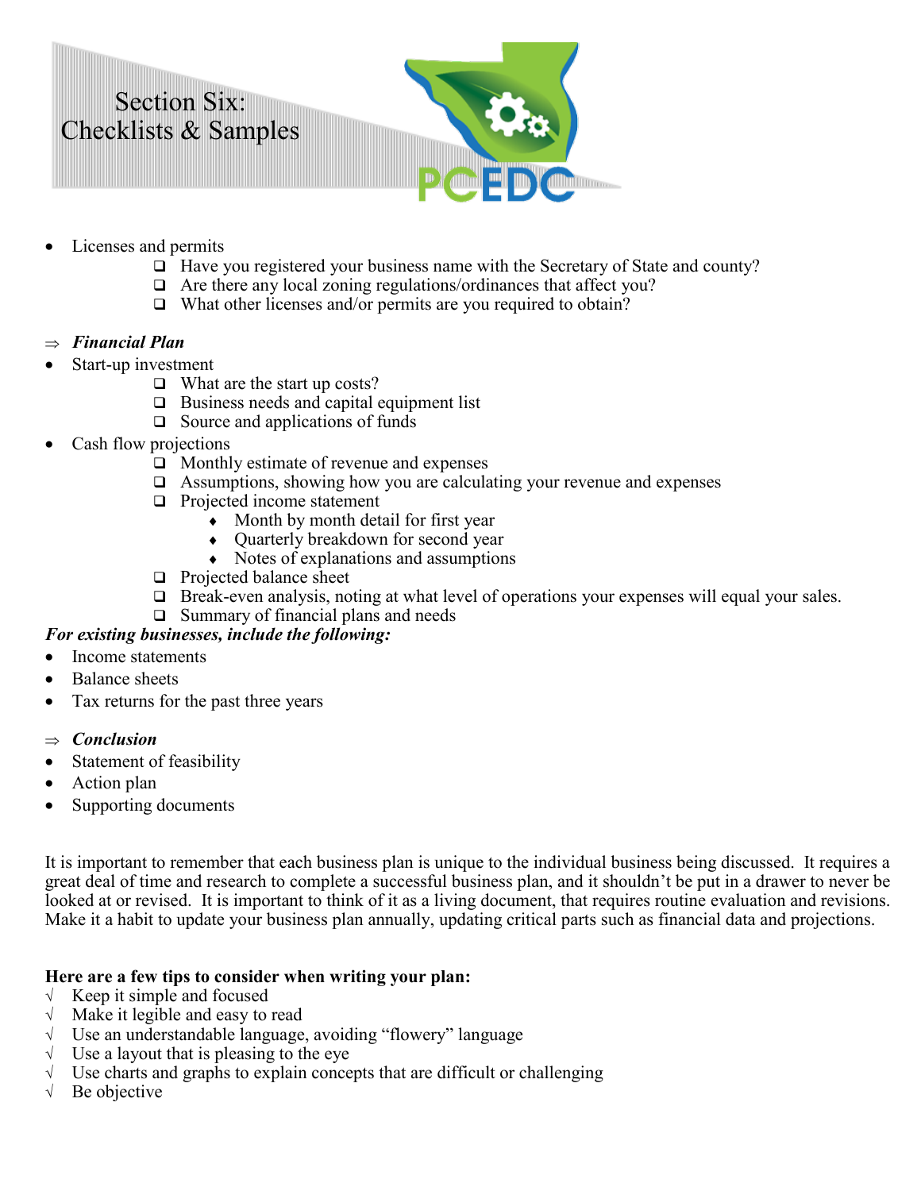- Licenses and permits
    - ❑ Have you registered your business name with the Secretary of State and county?
    - ❑ Are there any local zoning regulations/ordinances that affect you?
    - ❑ What other licenses and/or permits are you required to obtain?

⇒ ***Financial Plan***

- Start-up investment
    - ❑ What are the start up costs?
    - ❑ Business needs and capital equipment list
    - ❑ Source and applications of funds
- Cash flow projections
    - ❑ Monthly estimate of revenue and expenses
    - ❑ Assumptions, showing how you are calculating your revenue and expenses
    - ❑ Projected income statement
        - ♦ Month by month detail for first year
        - ♦ Quarterly breakdown for second year
        - ♦ Notes of explanations and assumptions
    - ❑ Projected balance sheet
    - ❑ Break-even analysis, noting at what level of operations your expenses will equal your sales.
    - ❑ Summary of financial plans and needs

***For existing businesses, include the following:***

- Income statements
- Balance sheets
- Tax returns for the past three years

⇒ ***Conclusion***

- Statement of feasibility
- Action plan
- Supporting documents

It is important to remember that each business plan is unique to the individual business being discussed. It requires a great deal of time and research to complete a successful business plan, and it shouldn't be put in a drawer to never be looked at or revised. It is important to think of it as a living document, that requires routine evaluation and revisions. Make it a habit to update your business plan annually, updating critical parts such as financial data and projections.

**Here are a few tips to consider when writing your plan:**

√ Keep it simple and focused
√ Make it legible and easy to read
√ Use an understandable language, avoiding "flowery" language
√ Use a layout that is pleasing to the eye
√ Use charts and graphs to explain concepts that are difficult or challenging
√ Be objective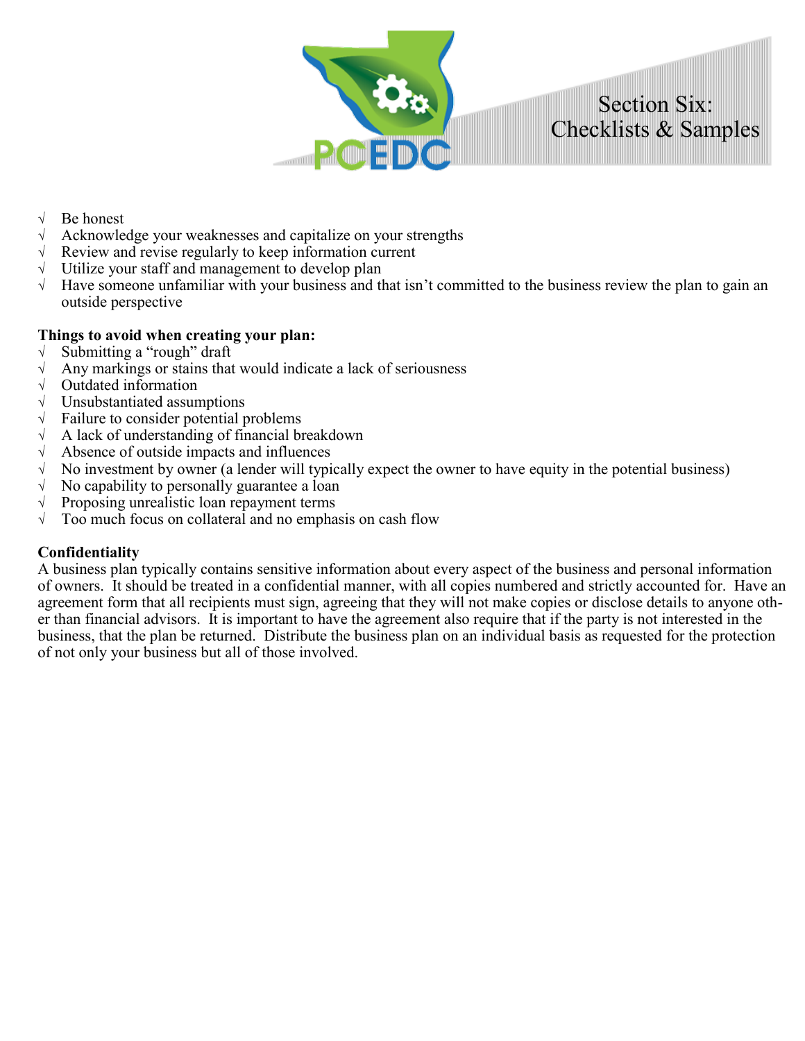- √ Be honest
- √ Acknowledge your weaknesses and capitalize on your strengths
- √ Review and revise regularly to keep information current
- √ Utilize your staff and management to develop plan
- √ Have someone unfamiliar with your business and that isn't committed to the business review the plan to gain an outside perspective

**Things to avoid when creating your plan:**

- √ Submitting a "rough" draft
- √ Any markings or stains that would indicate a lack of seriousness
- √ Outdated information
- √ Unsubstantiated assumptions
- √ Failure to consider potential problems
- √ A lack of understanding of financial breakdown
- √ Absence of outside impacts and influences
- √ No investment by owner (a lender will typically expect the owner to have equity in the potential business)
- √ No capability to personally guarantee a loan
- √ Proposing unrealistic loan repayment terms
- √ Too much focus on collateral and no emphasis on cash flow

**Confidentiality**

A business plan typically contains sensitive information about every aspect of the business and personal information of owners. It should be treated in a confidential manner, with all copies numbered and strictly accounted for. Have an agreement form that all recipients must sign, agreeing that they will not make copies or disclose details to anyone other than financial advisors. It is important to have the agreement also require that if the party is not interested in the business, that the plan be returned. Distribute the business plan on an individual basis as requested for the protection of not only your business but all of those involved.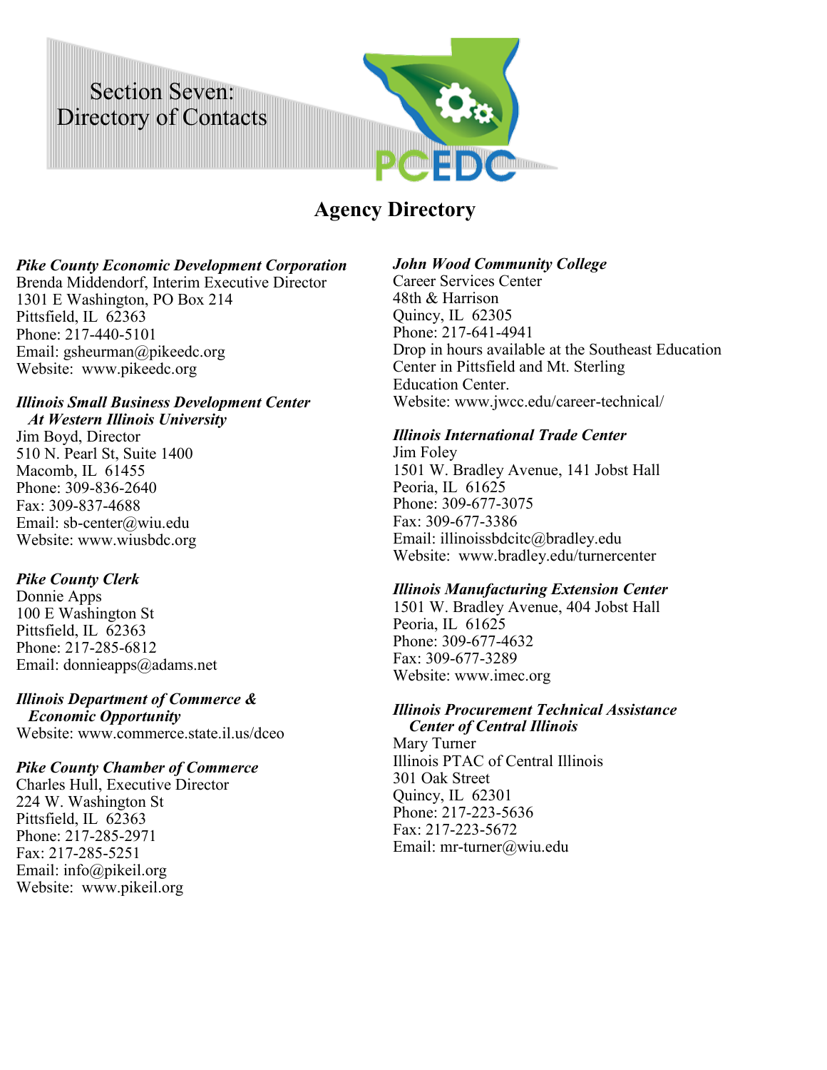# Section Seven: Directory of Contacts

## Agency Directory

***Pike County Economic Development Corporation***
Brenda Middendorf, Interim Executive Director
1301 E Washington, PO Box 214
Pittsfield, IL 62363
Phone: 217-440-5101
Email: gsheurman@pikeedc.org
Website: www.pikeedc.org

***Illinois Small Business Development Center At Western Illinois University***
Jim Boyd, Director
510 N. Pearl St, Suite 1400
Macomb, IL 61455
Phone: 309-836-2640
Fax: 309-837-4688
Email: sb-center@wiu.edu
Website: www.wiusbdc.org

***Pike County Clerk***
Donnie Apps
100 E Washington St
Pittsfield, IL 62363
Phone: 217-285-6812
Email: donnieapps@adams.net

***Illinois Department of Commerce & Economic Opportunity***
Website: www.commerce.state.il.us/dceo

***Pike County Chamber of Commerce***
Charles Hull, Executive Director
224 W. Washington St
Pittsfield, IL 62363
Phone: 217-285-2971
Fax: 217-285-5251
Email: info@pikeil.org
Website: www.pikeil.org

***John Wood Community College***
Career Services Center
48th & Harrison
Quincy, IL 62305
Phone: 217-641-4941
Drop in hours available at the Southeast Education Center in Pittsfield and Mt. Sterling Education Center.
Website: www.jwcc.edu/career-technical/

***Illinois International Trade Center***
Jim Foley
1501 W. Bradley Avenue, 141 Jobst Hall
Peoria, IL 61625
Phone: 309-677-3075
Fax: 309-677-3386
Email: illinoissbdcitc@bradley.edu
Website: www.bradley.edu/turnercenter

***Illinois Manufacturing Extension Center***
1501 W. Bradley Avenue, 404 Jobst Hall
Peoria, IL 61625
Phone: 309-677-4632
Fax: 309-677-3289
Website: www.imec.org

***Illinois Procurement Technical Assistance Center of Central Illinois***
Mary Turner
Illinois PTAC of Central Illinois
301 Oak Street
Quincy, IL 62301
Phone: 217-223-5636
Fax: 217-223-5672
Email: mr-turner@wiu.edu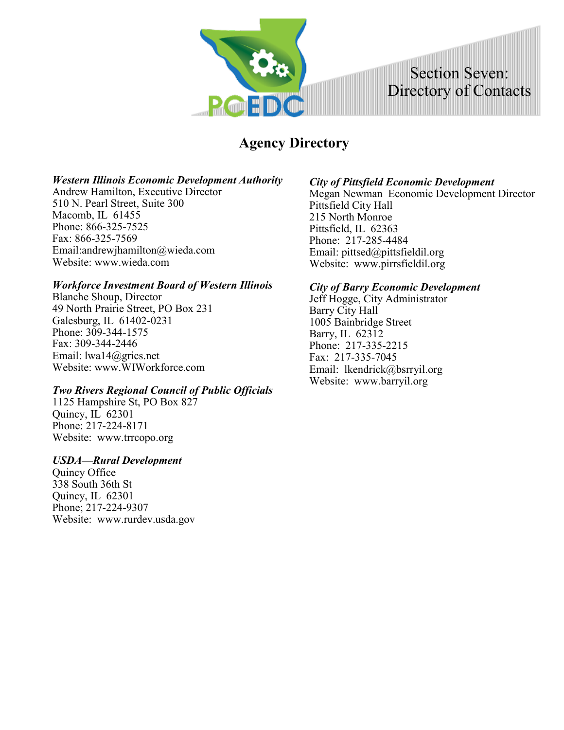# Section Seven: Directory of Contacts

## Agency Directory

***Western Illinois Economic Development Authority***
Andrew Hamilton, Executive Director
510 N. Pearl Street, Suite 300
Macomb, IL 61455
Phone: 866-325-7525
Fax: 866-325-7569
Email:andrewjhamilton@wieda.com
Website: www.wieda.com

***Workforce Investment Board of Western Illinois***
Blanche Shoup, Director
49 North Prairie Street, PO Box 231
Galesburg, IL 61402-0231
Phone: 309-344-1575
Fax: 309-344-2446
Email: lwa14@grics.net
Website: www.WIWorkforce.com

***Two Rivers Regional Council of Public Officials***
1125 Hampshire St, PO Box 827
Quincy, IL 62301
Phone: 217-224-8171
Website: www.trrcopo.org

***USDA—Rural Development***
Quincy Office
338 South 36th St
Quincy, IL 62301
Phone; 217-224-9307
Website: www.rurdev.usda.gov

***City of Pittsfield Economic Development***
Megan Newman Economic Development Director
Pittsfield City Hall
215 North Monroe
Pittsfield, IL 62363
Phone: 217-285-4484
Email: pittsed@pittsfieldil.org
Website: www.pirrsfieldil.org

***City of Barry Economic Development***
Jeff Hogge, City Administrator
Barry City Hall
1005 Bainbridge Street
Barry, IL 62312
Phone: 217-335-2215
Fax: 217-335-7045
Email: lkendrick@bsrryil.org
Website: www.barryil.org